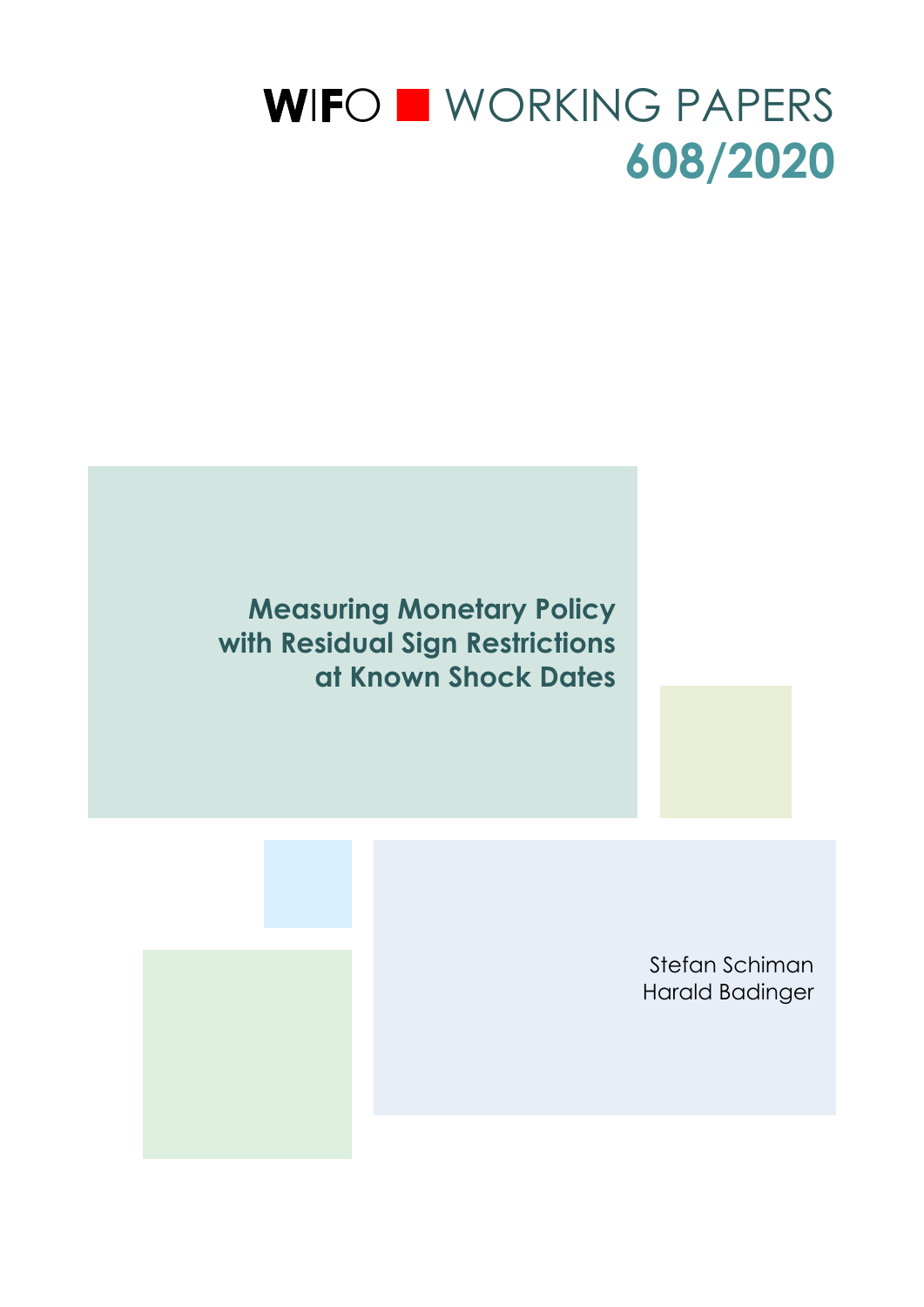WIFO ■ WORKING PAPERS
608/2020

# Measuring Monetary Policy with Residual Sign Restrictions at Known Shock Dates

Stefan Schiman
Harald Badinger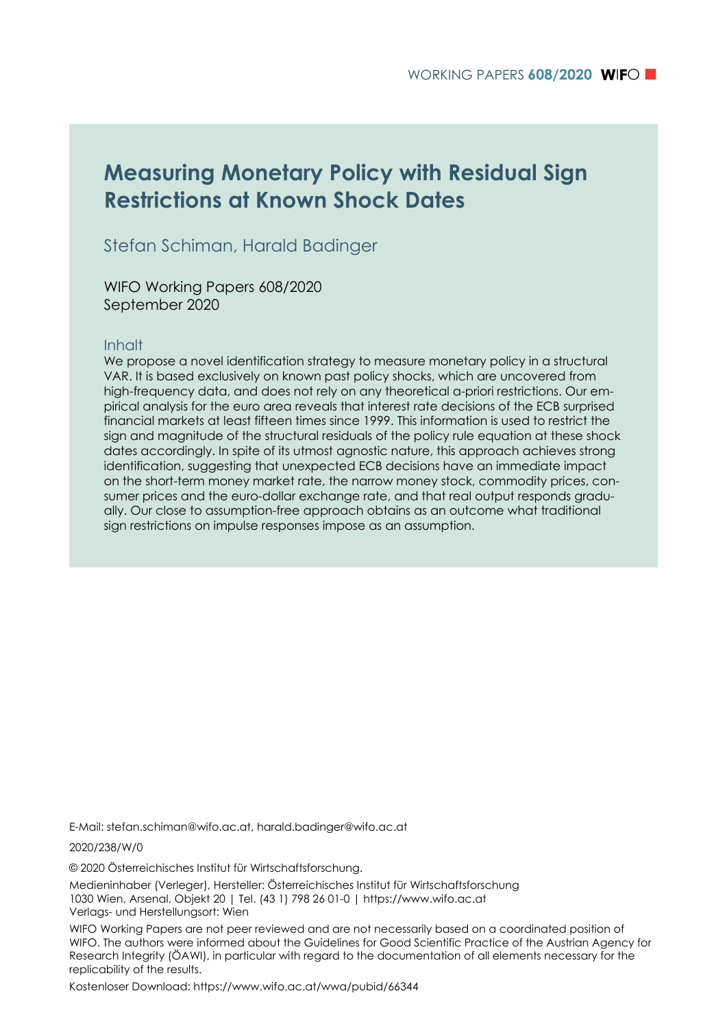# Measuring Monetary Policy with Residual Sign Restrictions at Known Shock Dates

Stefan Schiman, Harald Badinger

WIFO Working Papers 608/2020
September 2020

## Inhalt

We propose a novel identification strategy to measure monetary policy in a structural VAR. It is based exclusively on known past policy shocks, which are uncovered from high-frequency data, and does not rely on any theoretical a-priori restrictions. Our empirical analysis for the euro area reveals that interest rate decisions of the ECB surprised financial markets at least fifteen times since 1999. This information is used to restrict the sign and magnitude of the structural residuals of the policy rule equation at these shock dates accordingly. In spite of its utmost agnostic nature, this approach achieves strong identification, suggesting that unexpected ECB decisions have an immediate impact on the short-term money market rate, the narrow money stock, commodity prices, consumer prices and the euro-dollar exchange rate, and that real output responds gradually. Our close to assumption-free approach obtains as an outcome what traditional sign restrictions on impulse responses impose as an assumption.

E-Mail: stefan.schiman@wifo.ac.at, harald.badinger@wifo.ac.at

2020/238/W/0

© 2020 Österreichisches Institut für Wirtschaftsforschung.

Medieninhaber (Verleger), Hersteller: Österreichisches Institut für Wirtschaftsforschung
1030 Wien, Arsenal, Objekt 20 | Tel. (43 1) 798 26 01-0 | https://www.wifo.ac.at
Verlags- und Herstellungsort: Wien

WIFO Working Papers are not peer reviewed and are not necessarily based on a coordinated position of WIFO. The authors were informed about the Guidelines for Good Scientific Practice of the Austrian Agency for Research Integrity (ÖAWI), in particular with regard to the documentation of all elements necessary for the replicability of the results.

Kostenloser Download: https://www.wifo.ac.at/wwa/pubid/66344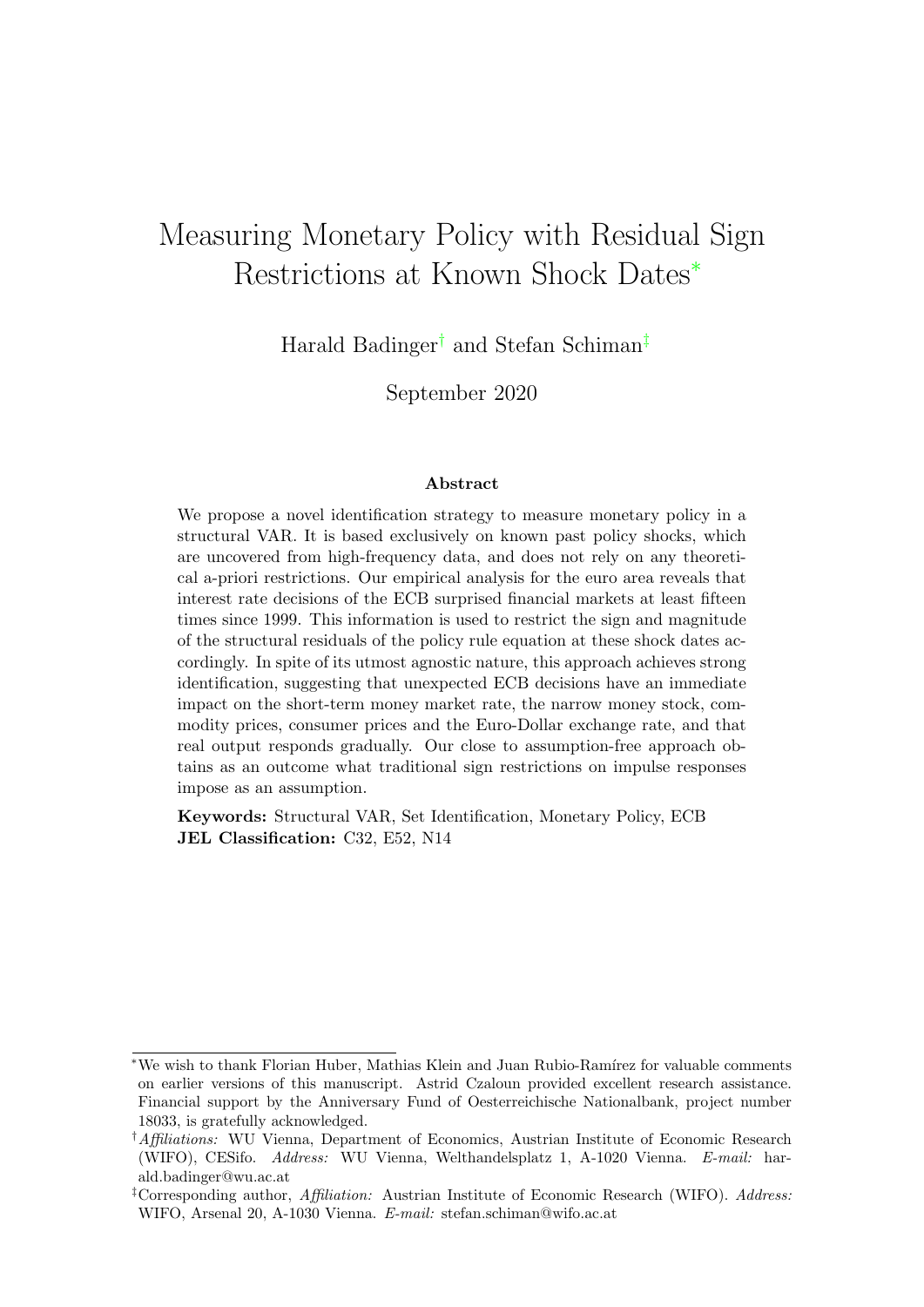# Measuring Monetary Policy with Residual Sign Restrictions at Known Shock Dates[*]

Harald Badinger[†] and Stefan Schiman[‡]

September 2020

## Abstract

We propose a novel identification strategy to measure monetary policy in a structural VAR. It is based exclusively on known past policy shocks, which are uncovered from high-frequency data, and does not rely on any theoretical a-priori restrictions. Our empirical analysis for the euro area reveals that interest rate decisions of the ECB surprised financial markets at least fifteen times since 1999. This information is used to restrict the sign and magnitude of the structural residuals of the policy rule equation at these shock dates accordingly. In spite of its utmost agnostic nature, this approach achieves strong identification, suggesting that unexpected ECB decisions have an immediate impact on the short-term money market rate, the narrow money stock, commodity prices, consumer prices and the Euro-Dollar exchange rate, and that real output responds gradually. Our close to assumption-free approach obtains as an outcome what traditional sign restrictions on impulse responses impose as an assumption.

**Keywords:** Structural VAR, Set Identification, Monetary Policy, ECB
**JEL Classification:** C32, E52, N14

---

[*] We wish to thank Florian Huber, Mathias Klein and Juan Rubio-Ramírez for valuable comments on earlier versions of this manuscript. Astrid Czaloun provided excellent research assistance. Financial support by the Anniversary Fund of Oesterreichische Nationalbank, project number 18033, is gratefully acknowledged.

[†] *Affiliations:* WU Vienna, Department of Economics, Austrian Institute of Economic Research (WIFO), CESifo. *Address:* WU Vienna, Welthandelsplatz 1, A-1020 Vienna. *E-mail:* harald.badinger@wu.ac.at

[‡] Corresponding author, *Affiliation:* Austrian Institute of Economic Research (WIFO). *Address:* WIFO, Arsenal 20, A-1030 Vienna. *E-mail:* stefan.schiman@wifo.ac.at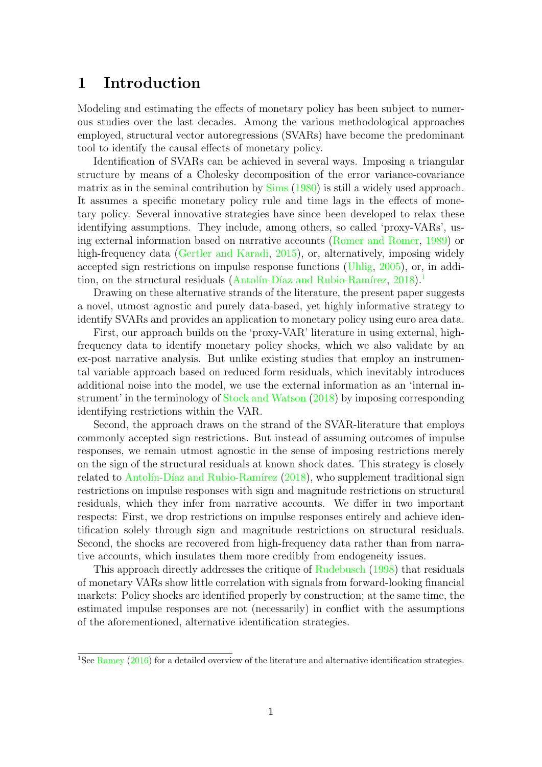# 1 Introduction

Modeling and estimating the effects of monetary policy has been subject to numerous studies over the last decades. Among the various methodological approaches employed, structural vector autoregressions (SVARs) have become the predominant tool to identify the causal effects of monetary policy.

Identification of SVARs can be achieved in several ways. Imposing a triangular structure by means of a Cholesky decomposition of the error variance-covariance matrix as in the seminal contribution by Sims (1980) is still a widely used approach. It assumes a specific monetary policy rule and time lags in the effects of monetary policy. Several innovative strategies have since been developed to relax these identifying assumptions. They include, among others, so called 'proxy-VARs', using external information based on narrative accounts (Romer and Romer, 1989) or high-frequency data (Gertler and Karadi, 2015), or, alternatively, imposing widely accepted sign restrictions on impulse response functions (Uhlig, 2005), or, in addition, on the structural residuals (Antolín-Díaz and Rubio-Ramírez, 2018).[1]

Drawing on these alternative strands of the literature, the present paper suggests a novel, utmost agnostic and purely data-based, yet highly informative strategy to identify SVARs and provides an application to monetary policy using euro area data.

First, our approach builds on the 'proxy-VAR' literature in using external, high-frequency data to identify monetary policy shocks, which we also validate by an ex-post narrative analysis. But unlike existing studies that employ an instrumental variable approach based on reduced form residuals, which inevitably introduces additional noise into the model, we use the external information as an 'internal instrument' in the terminology of Stock and Watson (2018) by imposing corresponding identifying restrictions within the VAR.

Second, the approach draws on the strand of the SVAR-literature that employs commonly accepted sign restrictions. But instead of assuming outcomes of impulse responses, we remain utmost agnostic in the sense of imposing restrictions merely on the sign of the structural residuals at known shock dates. This strategy is closely related to Antolín-Díaz and Rubio-Ramírez (2018), who supplement traditional sign restrictions on impulse responses with sign and magnitude restrictions on structural residuals, which they infer from narrative accounts. We differ in two important respects: First, we drop restrictions on impulse responses entirely and achieve identification solely through sign and magnitude restrictions on structural residuals. Second, the shocks are recovered from high-frequency data rather than from narrative accounts, which insulates them more credibly from endogeneity issues.

This approach directly addresses the critique of Rudebusch (1998) that residuals of monetary VARs show little correlation with signals from forward-looking financial markets: Policy shocks are identified properly by construction; at the same time, the estimated impulse responses are not (necessarily) in conflict with the assumptions of the aforementioned, alternative identification strategies.

[1] See Ramey (2016) for a detailed overview of the literature and alternative identification strategies.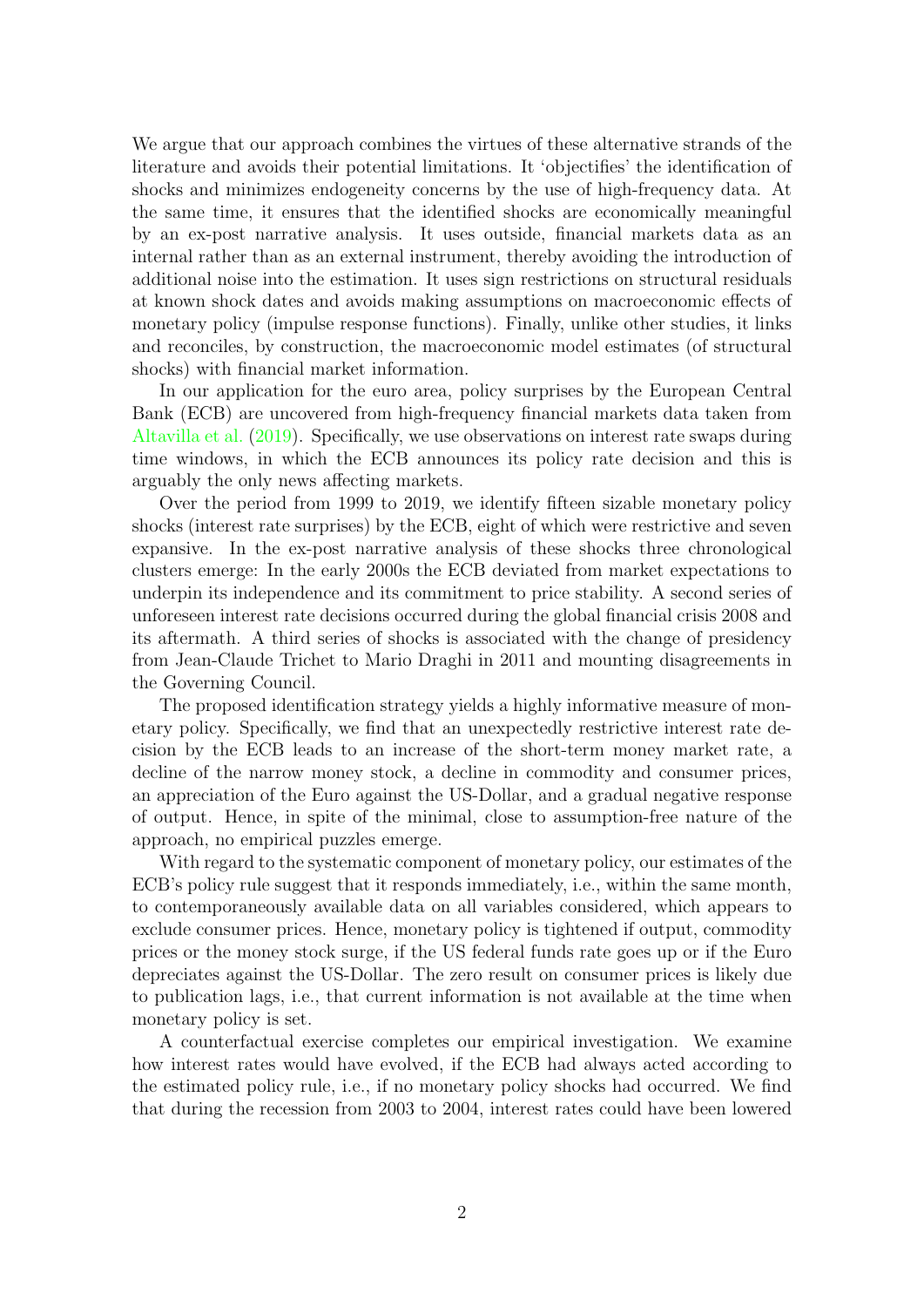We argue that our approach combines the virtues of these alternative strands of the literature and avoids their potential limitations. It 'objectifies' the identification of shocks and minimizes endogeneity concerns by the use of high-frequency data. At the same time, it ensures that the identified shocks are economically meaningful by an ex-post narrative analysis. It uses outside, financial markets data as an internal rather than as an external instrument, thereby avoiding the introduction of additional noise into the estimation. It uses sign restrictions on structural residuals at known shock dates and avoids making assumptions on macroeconomic effects of monetary policy (impulse response functions). Finally, unlike other studies, it links and reconciles, by construction, the macroeconomic model estimates (of structural shocks) with financial market information.

In our application for the euro area, policy surprises by the European Central Bank (ECB) are uncovered from high-frequency financial markets data taken from Altavilla et al. (2019). Specifically, we use observations on interest rate swaps during time windows, in which the ECB announces its policy rate decision and this is arguably the only news affecting markets.

Over the period from 1999 to 2019, we identify fifteen sizable monetary policy shocks (interest rate surprises) by the ECB, eight of which were restrictive and seven expansive. In the ex-post narrative analysis of these shocks three chronological clusters emerge: In the early 2000s the ECB deviated from market expectations to underpin its independence and its commitment to price stability. A second series of unforeseen interest rate decisions occurred during the global financial crisis 2008 and its aftermath. A third series of shocks is associated with the change of presidency from Jean-Claude Trichet to Mario Draghi in 2011 and mounting disagreements in the Governing Council.

The proposed identification strategy yields a highly informative measure of monetary policy. Specifically, we find that an unexpectedly restrictive interest rate decision by the ECB leads to an increase of the short-term money market rate, a decline of the narrow money stock, a decline in commodity and consumer prices, an appreciation of the Euro against the US-Dollar, and a gradual negative response of output. Hence, in spite of the minimal, close to assumption-free nature of the approach, no empirical puzzles emerge.

With regard to the systematic component of monetary policy, our estimates of the ECB's policy rule suggest that it responds immediately, i.e., within the same month, to contemporaneously available data on all variables considered, which appears to exclude consumer prices. Hence, monetary policy is tightened if output, commodity prices or the money stock surge, if the US federal funds rate goes up or if the Euro depreciates against the US-Dollar. The zero result on consumer prices is likely due to publication lags, i.e., that current information is not available at the time when monetary policy is set.

A counterfactual exercise completes our empirical investigation. We examine how interest rates would have evolved, if the ECB had always acted according to the estimated policy rule, i.e., if no monetary policy shocks had occurred. We find that during the recession from 2003 to 2004, interest rates could have been lowered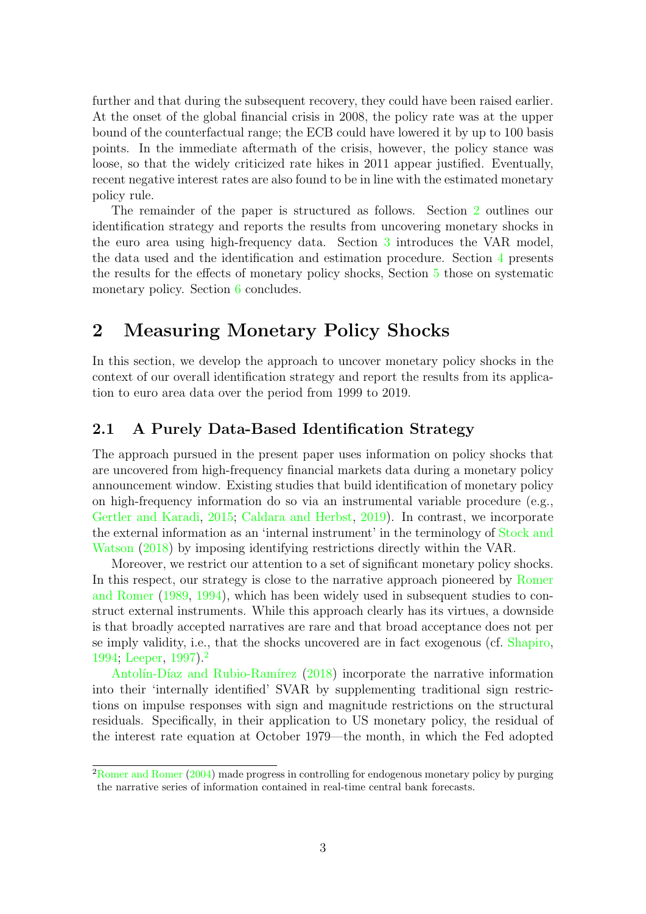further and that during the subsequent recovery, they could have been raised earlier. At the onset of the global financial crisis in 2008, the policy rate was at the upper bound of the counterfactual range; the ECB could have lowered it by up to 100 basis points. In the immediate aftermath of the crisis, however, the policy stance was loose, so that the widely criticized rate hikes in 2011 appear justified. Eventually, recent negative interest rates are also found to be in line with the estimated monetary policy rule.

The remainder of the paper is structured as follows. Section 2 outlines our identification strategy and reports the results from uncovering monetary shocks in the euro area using high-frequency data. Section 3 introduces the VAR model, the data used and the identification and estimation procedure. Section 4 presents the results for the effects of monetary policy shocks, Section 5 those on systematic monetary policy. Section 6 concludes.

# 2 Measuring Monetary Policy Shocks

In this section, we develop the approach to uncover monetary policy shocks in the context of our overall identification strategy and report the results from its application to euro area data over the period from 1999 to 2019.

## 2.1 A Purely Data-Based Identification Strategy

The approach pursued in the present paper uses information on policy shocks that are uncovered from high-frequency financial markets data during a monetary policy announcement window. Existing studies that build identification of monetary policy on high-frequency information do so via an instrumental variable procedure (e.g., Gertler and Karadi, 2015; Caldara and Herbst, 2019). In contrast, we incorporate the external information as an 'internal instrument' in the terminology of Stock and Watson (2018) by imposing identifying restrictions directly within the VAR.

Moreover, we restrict our attention to a set of significant monetary policy shocks. In this respect, our strategy is close to the narrative approach pioneered by Romer and Romer (1989, 1994), which has been widely used in subsequent studies to construct external instruments. While this approach clearly has its virtues, a downside is that broadly accepted narratives are rare and that broad acceptance does not per se imply validity, i.e., that the shocks uncovered are in fact exogenous (cf. Shapiro, 1994; Leeper, 1997).[2]

Antolín-Díaz and Rubio-Ramírez (2018) incorporate the narrative information into their 'internally identified' SVAR by supplementing traditional sign restrictions on impulse responses with sign and magnitude restrictions on the structural residuals. Specifically, in their application to US monetary policy, the residual of the interest rate equation at October 1979—the month, in which the Fed adopted

[2] Romer and Romer (2004) made progress in controlling for endogenous monetary policy by purging the narrative series of information contained in real-time central bank forecasts.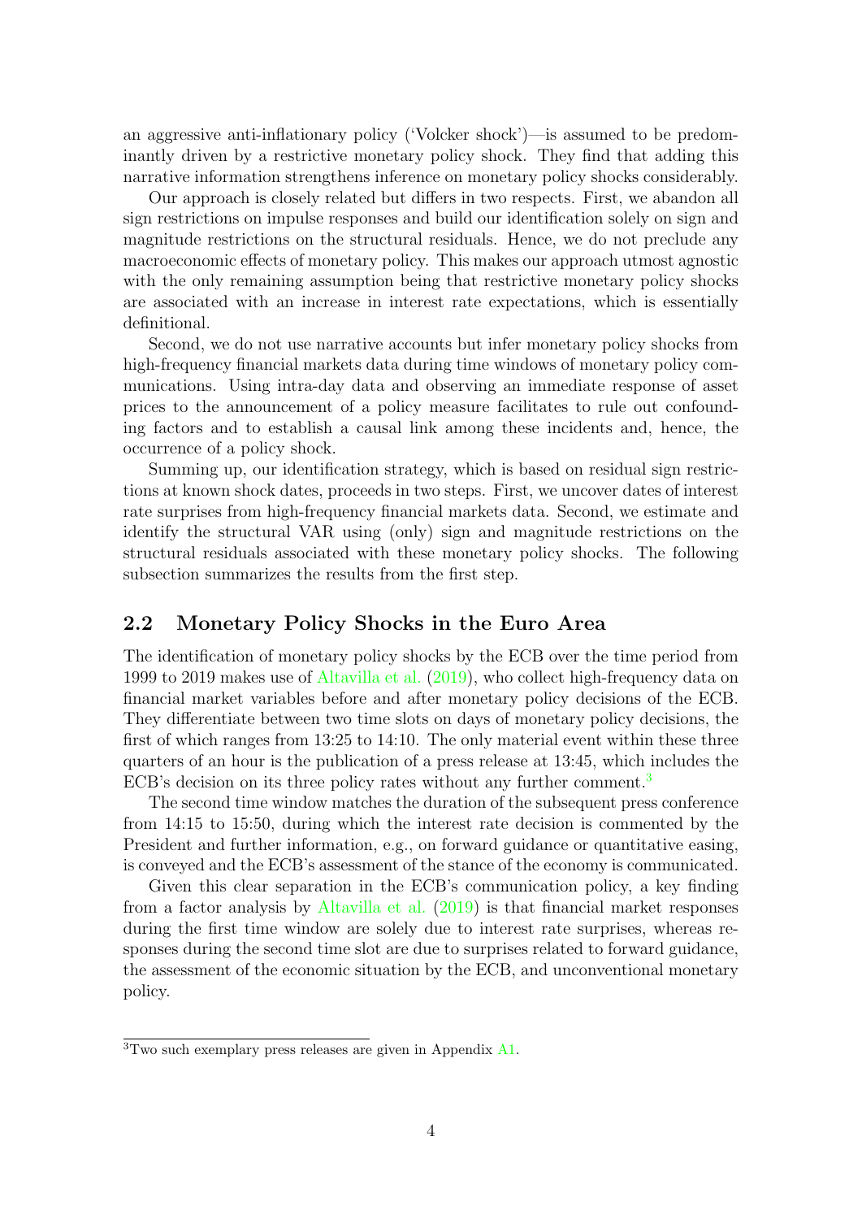an aggressive anti-inflationary policy ('Volcker shock')—is assumed to be predominantly driven by a restrictive monetary policy shock. They find that adding this narrative information strengthens inference on monetary policy shocks considerably.

Our approach is closely related but differs in two respects. First, we abandon all sign restrictions on impulse responses and build our identification solely on sign and magnitude restrictions on the structural residuals. Hence, we do not preclude any macroeconomic effects of monetary policy. This makes our approach utmost agnostic with the only remaining assumption being that restrictive monetary policy shocks are associated with an increase in interest rate expectations, which is essentially definitional.

Second, we do not use narrative accounts but infer monetary policy shocks from high-frequency financial markets data during time windows of monetary policy communications. Using intra-day data and observing an immediate response of asset prices to the announcement of a policy measure facilitates to rule out confounding factors and to establish a causal link among these incidents and, hence, the occurrence of a policy shock.

Summing up, our identification strategy, which is based on residual sign restrictions at known shock dates, proceeds in two steps. First, we uncover dates of interest rate surprises from high-frequency financial markets data. Second, we estimate and identify the structural VAR using (only) sign and magnitude restrictions on the structural residuals associated with these monetary policy shocks. The following subsection summarizes the results from the first step.

## 2.2 Monetary Policy Shocks in the Euro Area

The identification of monetary policy shocks by the ECB over the time period from 1999 to 2019 makes use of Altavilla et al. (2019), who collect high-frequency data on financial market variables before and after monetary policy decisions of the ECB. They differentiate between two time slots on days of monetary policy decisions, the first of which ranges from 13:25 to 14:10. The only material event within these three quarters of an hour is the publication of a press release at 13:45, which includes the ECB's decision on its three policy rates without any further comment.[3]

The second time window matches the duration of the subsequent press conference from 14:15 to 15:50, during which the interest rate decision is commented by the President and further information, e.g., on forward guidance or quantitative easing, is conveyed and the ECB's assessment of the stance of the economy is communicated.

Given this clear separation in the ECB's communication policy, a key finding from a factor analysis by Altavilla et al. (2019) is that financial market responses during the first time window are solely due to interest rate surprises, whereas responses during the second time slot are due to surprises related to forward guidance, the assessment of the economic situation by the ECB, and unconventional monetary policy.

[3] Two such exemplary press releases are given in Appendix A1.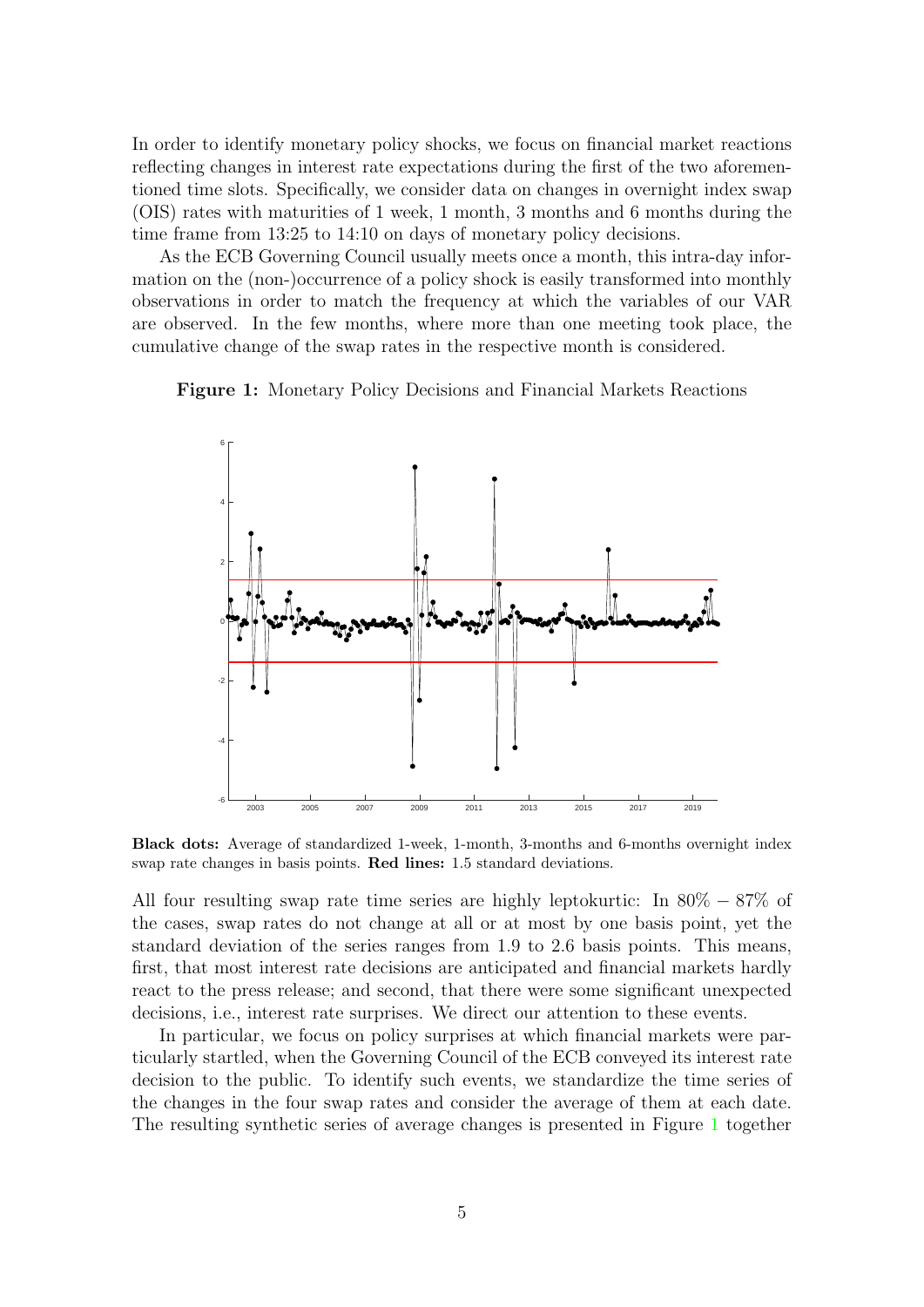In order to identify monetary policy shocks, we focus on financial market reactions reflecting changes in interest rate expectations during the first of the two aforementioned time slots. Specifically, we consider data on changes in overnight index swap (OIS) rates with maturities of 1 week, 1 month, 3 months and 6 months during the time frame from 13:25 to 14:10 on days of monetary policy decisions.

As the ECB Governing Council usually meets once a month, this intra-day information on the (non-)occurrence of a policy shock is easily transformed into monthly observations in order to match the frequency at which the variables of our VAR are observed. In the few months, where more than one meeting took place, the cumulative change of the swap rates in the respective month is considered.

**Figure 1:** Monetary Policy Decisions and Financial Markets Reactions

**Black dots:** Average of standardized 1-week, 1-month, 3-months and 6-months overnight index swap rate changes in basis points. **Red lines:** 1.5 standard deviations.

All four resulting swap rate time series are highly leptokurtic: In $80\% - 87\%$ of the cases, swap rates do not change at all or at most by one basis point, yet the standard deviation of the series ranges from 1.9 to 2.6 basis points. This means, first, that most interest rate decisions are anticipated and financial markets hardly react to the press release; and second, that there were some significant unexpected decisions, i.e., interest rate surprises. We direct our attention to these events.

In particular, we focus on policy surprises at which financial markets were particularly startled, when the Governing Council of the ECB conveyed its interest rate decision to the public. To identify such events, we standardize the time series of the changes in the four swap rates and consider the average of them at each date. The resulting synthetic series of average changes is presented in Figure 1 together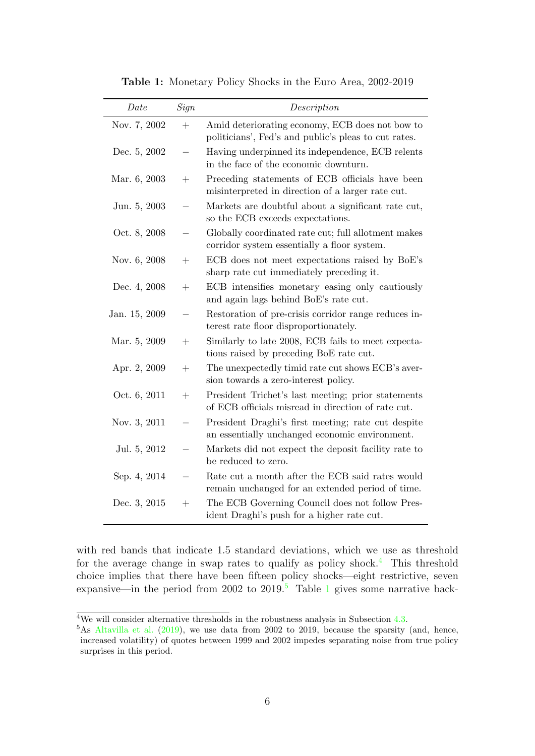**Table 1:** Monetary Policy Shocks in the Euro Area, 2002-2019

| *Date* | *Sign* | *Description* |
|---|---|---|
| Nov. 7, 2002 | + | Amid deteriorating economy, ECB does not bow to politicians', Fed's and public's pleas to cut rates. |
| Dec. 5, 2002 | − | Having underpinned its independence, ECB relents in the face of the economic downturn. |
| Mar. 6, 2003 | + | Preceding statements of ECB officials have been misinterpreted in direction of a larger rate cut. |
| Jun. 5, 2003 | − | Markets are doubtful about a significant rate cut, so the ECB exceeds expectations. |
| Oct. 8, 2008 | − | Globally coordinated rate cut; full allotment makes corridor system essentially a floor system. |
| Nov. 6, 2008 | + | ECB does not meet expectations raised by BoE's sharp rate cut immediately preceding it. |
| Dec. 4, 2008 | + | ECB intensifies monetary easing only cautiously and again lags behind BoE's rate cut. |
| Jan. 15, 2009 | − | Restoration of pre-crisis corridor range reduces interest rate floor disproportionately. |
| Mar. 5, 2009 | + | Similarly to late 2008, ECB fails to meet expectations raised by preceding BoE rate cut. |
| Apr. 2, 2009 | + | The unexpectedly timid rate cut shows ECB's aversion towards a zero-interest policy. |
| Oct. 6, 2011 | + | President Trichet's last meeting; prior statements of ECB officials misread in direction of rate cut. |
| Nov. 3, 2011 | − | President Draghi's first meeting; rate cut despite an essentially unchanged economic environment. |
| Jul. 5, 2012 | − | Markets did not expect the deposit facility rate to be reduced to zero. |
| Sep. 4, 2014 | − | Rate cut a month after the ECB said rates would remain unchanged for an extended period of time. |
| Dec. 3, 2015 | + | The ECB Governing Council does not follow President Draghi's push for a higher rate cut. |

with red bands that indicate 1.5 standard deviations, which we use as threshold for the average change in swap rates to qualify as policy shock.[4] This threshold choice implies that there have been fifteen policy shocks—eight restrictive, seven expansive—in the period from 2002 to 2019.[5] Table 1 gives some narrative back-

[4] We will consider alternative thresholds in the robustness analysis in Subsection 4.3.

[5] As Altavilla et al. (2019), we use data from 2002 to 2019, because the sparsity (and, hence, increased volatility) of quotes between 1999 and 2002 impedes separating noise from true policy surprises in this period.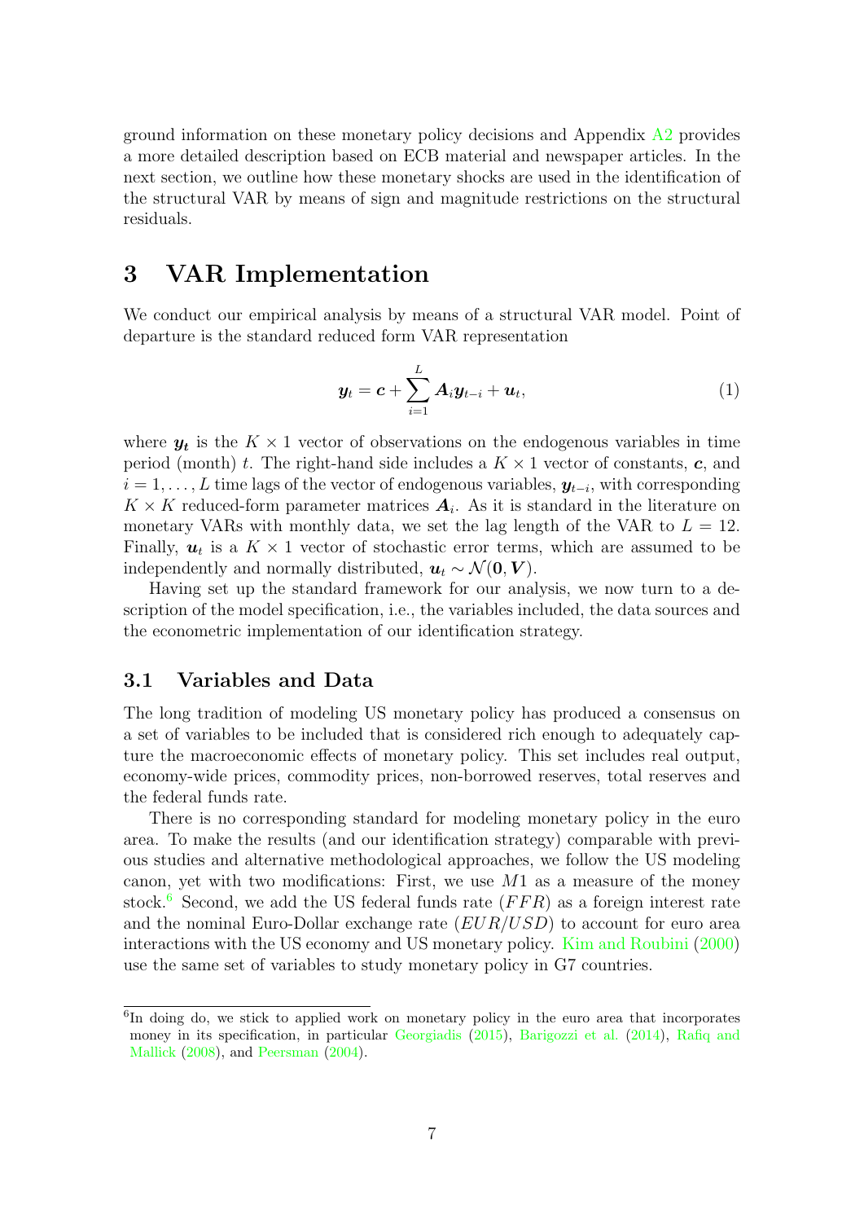ground information on these monetary policy decisions and Appendix A2 provides a more detailed description based on ECB material and newspaper articles. In the next section, we outline how these monetary shocks are used in the identification of the structural VAR by means of sign and magnitude restrictions on the structural residuals.

# 3 VAR Implementation

We conduct our empirical analysis by means of a structural VAR model. Point of departure is the standard reduced form VAR representation

$$\boldsymbol{y}_t = \boldsymbol{c} + \sum_{i=1}^{L} \boldsymbol{A}_i \boldsymbol{y}_{t-i} + \boldsymbol{u}_t, \tag{1}$$

where $\boldsymbol{y_t}$ is the $K \times 1$ vector of observations on the endogenous variables in time period (month) $t$. The right-hand side includes a $K \times 1$ vector of constants, $\boldsymbol{c}$, and $i = 1, \ldots, L$ time lags of the vector of endogenous variables, $\boldsymbol{y}_{t-i}$, with corresponding $K \times K$ reduced-form parameter matrices $\boldsymbol{A}_i$. As it is standard in the literature on monetary VARs with monthly data, we set the lag length of the VAR to $L = 12$. Finally, $\boldsymbol{u}_t$ is a $K \times 1$ vector of stochastic error terms, which are assumed to be independently and normally distributed, $\boldsymbol{u}_t \sim \mathcal{N}(\boldsymbol{0}, \boldsymbol{V})$.

Having set up the standard framework for our analysis, we now turn to a description of the model specification, i.e., the variables included, the data sources and the econometric implementation of our identification strategy.

## 3.1 Variables and Data

The long tradition of modeling US monetary policy has produced a consensus on a set of variables to be included that is considered rich enough to adequately capture the macroeconomic effects of monetary policy. This set includes real output, economy-wide prices, commodity prices, non-borrowed reserves, total reserves and the federal funds rate.

There is no corresponding standard for modeling monetary policy in the euro area. To make the results (and our identification strategy) comparable with previous studies and alternative methodological approaches, we follow the US modeling canon, yet with two modifications: First, we use $M1$ as a measure of the money stock.[6] Second, we add the US federal funds rate ($FFR$) as a foreign interest rate and the nominal Euro-Dollar exchange rate ($EUR/USD$) to account for euro area interactions with the US economy and US monetary policy. Kim and Roubini (2000) use the same set of variables to study monetary policy in G7 countries.

[6] In doing do, we stick to applied work on monetary policy in the euro area that incorporates money in its specification, in particular Georgiadis (2015), Barigozzi et al. (2014), Rafiq and Mallick (2008), and Peersman (2004).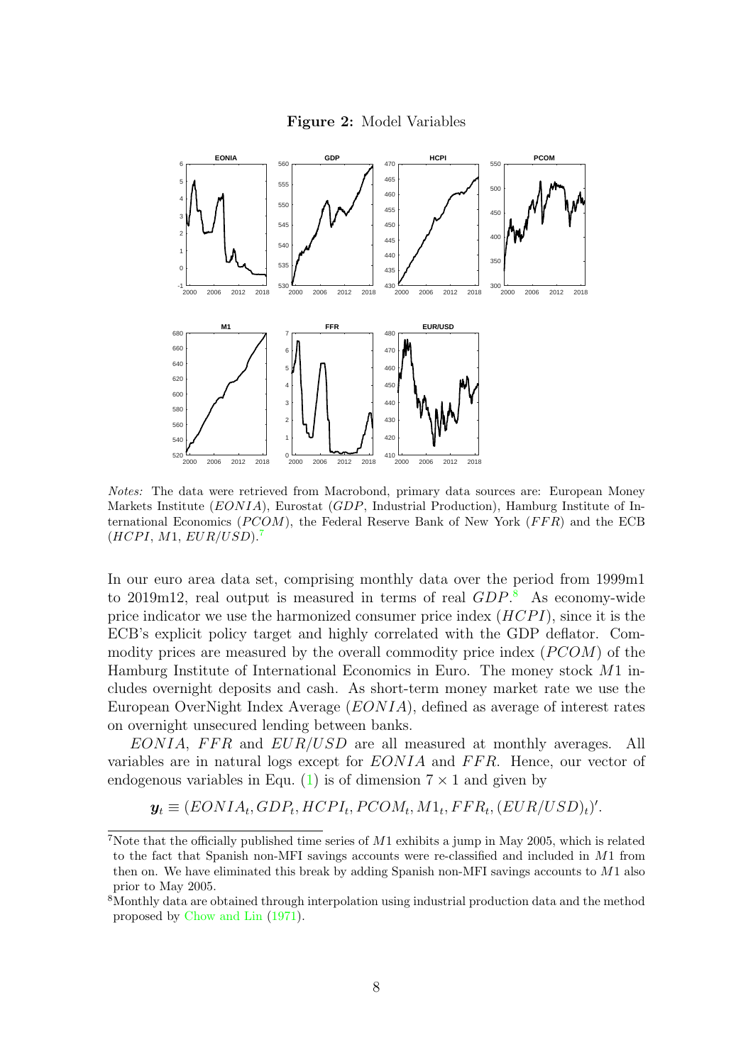**Figure 2:** Model Variables

*Notes:* The data were retrieved from Macrobond, primary data sources are: European Money Markets Institute ($EONIA$), Eurostat ($GDP$, Industrial Production), Hamburg Institute of International Economics ($PCOM$), the Federal Reserve Bank of New York ($FFR$) and the ECB ($HCPI$, $M1$, $EUR/USD$).[7]

In our euro area data set, comprising monthly data over the period from 1999m1 to 2019m12, real output is measured in terms of real $GDP$.[8] As economy-wide price indicator we use the harmonized consumer price index ($HCPI$), since it is the ECB's explicit policy target and highly correlated with the GDP deflator. Commodity prices are measured by the overall commodity price index ($PCOM$) of the Hamburg Institute of International Economics in Euro. The money stock $M1$ includes overnight deposits and cash. As short-term money market rate we use the European OverNight Index Average ($EONIA$), defined as average of interest rates on overnight unsecured lending between banks.

$EONIA$, $FFR$ and $EUR/USD$ are all measured at monthly averages. All variables are in natural logs except for $EONIA$ and $FFR$. Hence, our vector of endogenous variables in Equ. (1) is of dimension $7 \times 1$ and given by

$$\boldsymbol{y}_t \equiv (EONIA_t, GDP_t, HCPI_t, PCOM_t, M1_t, FFR_t, (EUR/USD)_t)'.$$

[7] Note that the officially published time series of $M1$ exhibits a jump in May 2005, which is related to the fact that Spanish non-MFI savings accounts were re-classified and included in $M1$ from then on. We have eliminated this break by adding Spanish non-MFI savings accounts to $M1$ also prior to May 2005.

[8] Monthly data are obtained through interpolation using industrial production data and the method proposed by Chow and Lin (1971).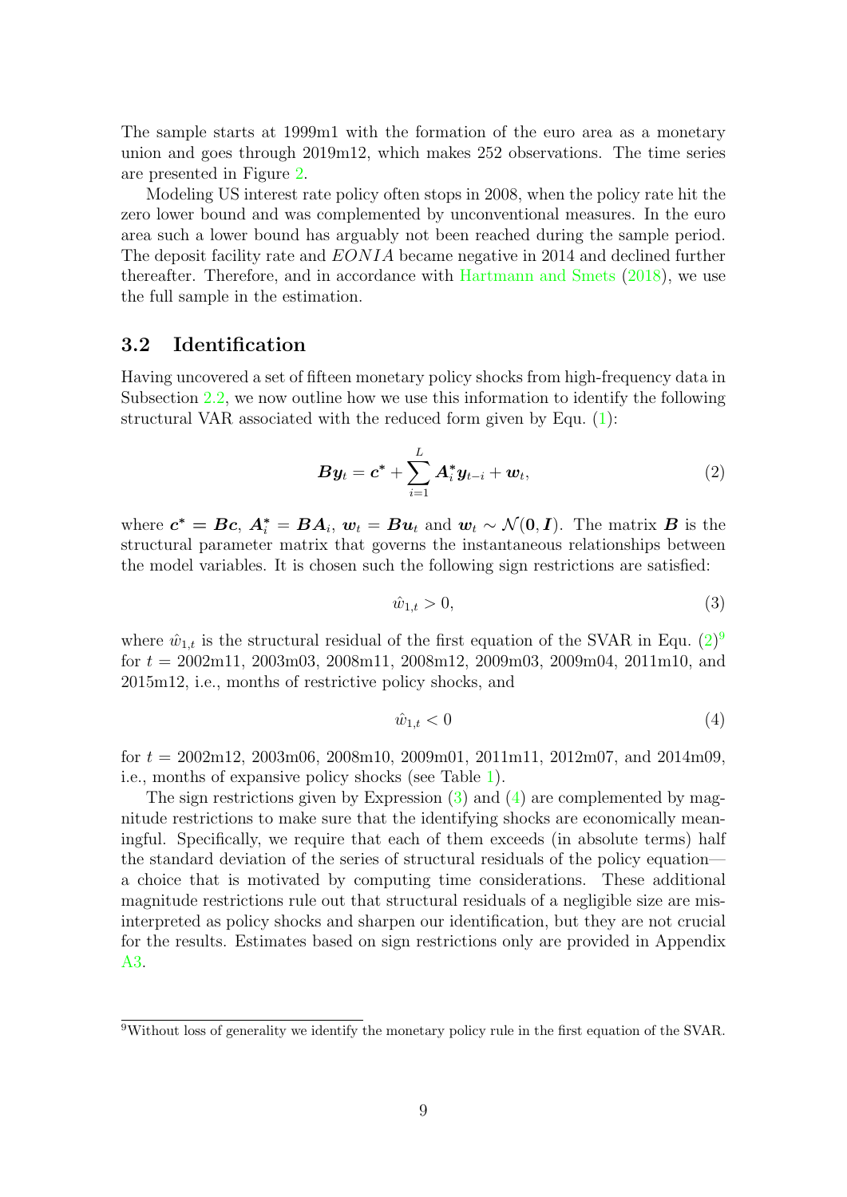The sample starts at 1999m1 with the formation of the euro area as a monetary union and goes through 2019m12, which makes 252 observations. The time series are presented in Figure 2.

Modeling US interest rate policy often stops in 2008, when the policy rate hit the zero lower bound and was complemented by unconventional measures. In the euro area such a lower bound has arguably not been reached during the sample period. The deposit facility rate and *EONIA* became negative in 2014 and declined further thereafter. Therefore, and in accordance with Hartmann and Smets (2018), we use the full sample in the estimation.

## 3.2 Identification

Having uncovered a set of fifteen monetary policy shocks from high-frequency data in Subsection 2.2, we now outline how we use this information to identify the following structural VAR associated with the reduced form given by Equ. (1):

$$\boldsymbol{B}\boldsymbol{y}_t = \boldsymbol{c}^* + \sum_{i=1}^{L} \boldsymbol{A}_i^* \boldsymbol{y}_{t-i} + \boldsymbol{w}_t, \tag{2}$$

where $\boldsymbol{c}^* = \boldsymbol{B}\boldsymbol{c}$, $\boldsymbol{A}_i^* = \boldsymbol{B}\boldsymbol{A}_i$, $\boldsymbol{w}_t = \boldsymbol{B}\boldsymbol{u}_t$ and $\boldsymbol{w}_t \sim \mathcal{N}(\boldsymbol{0}, \boldsymbol{I})$. The matrix $\boldsymbol{B}$ is the structural parameter matrix that governs the instantaneous relationships between the model variables. It is chosen such the following sign restrictions are satisfied:

$$\hat{w}_{1,t} > 0, \tag{3}$$

where $\hat{w}_{1,t}$ is the structural residual of the first equation of the SVAR in Equ. (2)[9] for $t$ = 2002m11, 2003m03, 2008m11, 2008m12, 2009m03, 2009m04, 2011m10, and 2015m12, i.e., months of restrictive policy shocks, and

$$\hat{w}_{1,t} < 0 \tag{4}$$

for $t$ = 2002m12, 2003m06, 2008m10, 2009m01, 2011m11, 2012m07, and 2014m09, i.e., months of expansive policy shocks (see Table 1).

The sign restrictions given by Expression (3) and (4) are complemented by magnitude restrictions to make sure that the identifying shocks are economically meaningful. Specifically, we require that each of them exceeds (in absolute terms) half the standard deviation of the series of structural residuals of the policy equation—a choice that is motivated by computing time considerations. These additional magnitude restrictions rule out that structural residuals of a negligible size are misinterpreted as policy shocks and sharpen our identification, but they are not crucial for the results. Estimates based on sign restrictions only are provided in Appendix A3.

[9] Without loss of generality we identify the monetary policy rule in the first equation of the SVAR.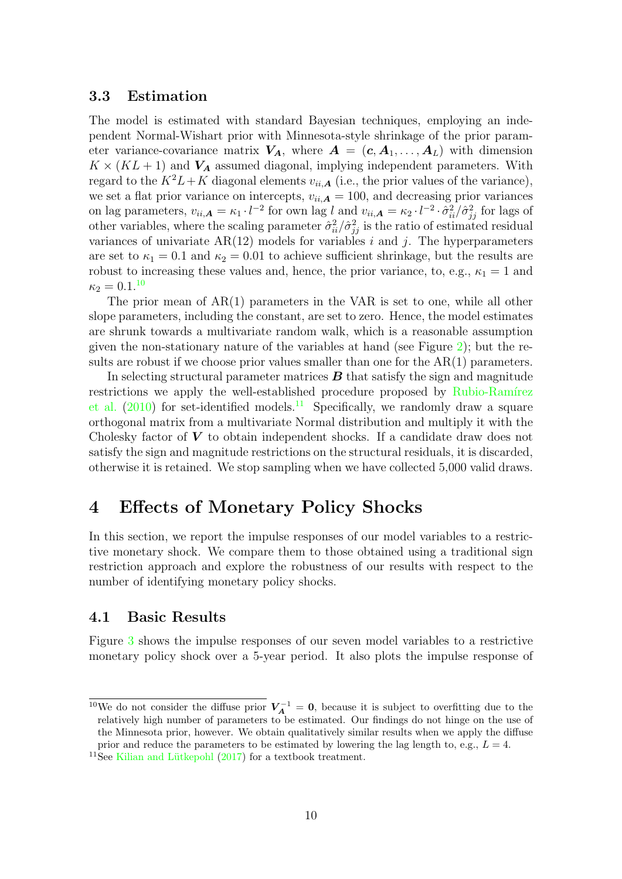### 3.3 Estimation

The model is estimated with standard Bayesian techniques, employing an independent Normal-Wishart prior with Minnesota-style shrinkage of the prior parameter variance-covariance matrix $\boldsymbol{V_A}$, where $\boldsymbol{A} = (\boldsymbol{c}, \boldsymbol{A}_1, \ldots, \boldsymbol{A}_L)$ with dimension $K \times (KL + 1)$ and $\boldsymbol{V_A}$ assumed diagonal, implying independent parameters. With regard to the $K^2L + K$ diagonal elements $v_{ii,\boldsymbol{A}}$ (i.e., the prior values of the variance), we set a flat prior variance on intercepts, $v_{ii,\boldsymbol{A}} = 100$, and decreasing prior variances on lag parameters, $v_{ii,\boldsymbol{A}} = \kappa_1 \cdot l^{-2}$ for own lag $l$ and $v_{ii,\boldsymbol{A}} = \kappa_2 \cdot l^{-2} \cdot \hat{\sigma}^2_{ii}/\hat{\sigma}^2_{jj}$ for lags of other variables, where the scaling parameter $\hat{\sigma}^2_{ii}/\hat{\sigma}^2_{jj}$ is the ratio of estimated residual variances of univariate AR(12) models for variables $i$ and $j$. The hyperparameters are set to $\kappa_1 = 0.1$ and $\kappa_2 = 0.01$ to achieve sufficient shrinkage, but the results are robust to increasing these values and, hence, the prior variance, to, e.g., $\kappa_1 = 1$ and $\kappa_2 = 0.1$.[10]

The prior mean of AR(1) parameters in the VAR is set to one, while all other slope parameters, including the constant, are set to zero. Hence, the model estimates are shrunk towards a multivariate random walk, which is a reasonable assumption given the non-stationary nature of the variables at hand (see Figure 2); but the results are robust if we choose prior values smaller than one for the AR(1) parameters.

In selecting structural parameter matrices $\boldsymbol{B}$ that satisfy the sign and magnitude restrictions we apply the well-established procedure proposed by Rubio-Ramírez et al. (2010) for set-identified models.[11] Specifically, we randomly draw a square orthogonal matrix from a multivariate Normal distribution and multiply it with the Cholesky factor of $\boldsymbol{V}$ to obtain independent shocks. If a candidate draw does not satisfy the sign and magnitude restrictions on the structural residuals, it is discarded, otherwise it is retained. We stop sampling when we have collected 5,000 valid draws.

## 4 Effects of Monetary Policy Shocks

In this section, we report the impulse responses of our model variables to a restrictive monetary shock. We compare them to those obtained using a traditional sign restriction approach and explore the robustness of our results with respect to the number of identifying monetary policy shocks.

### 4.1 Basic Results

Figure 3 shows the impulse responses of our seven model variables to a restrictive monetary policy shock over a 5-year period. It also plots the impulse response of

---

[10] We do not consider the diffuse prior $\boldsymbol{V}_{\boldsymbol{A}}^{-1} = \boldsymbol{0}$, because it is subject to overfitting due to the relatively high number of parameters to be estimated. Our findings do not hinge on the use of the Minnesota prior, however. We obtain qualitatively similar results when we apply the diffuse prior and reduce the parameters to be estimated by lowering the lag length to, e.g., $L = 4$.

[11] See Kilian and Lütkepohl (2017) for a textbook treatment.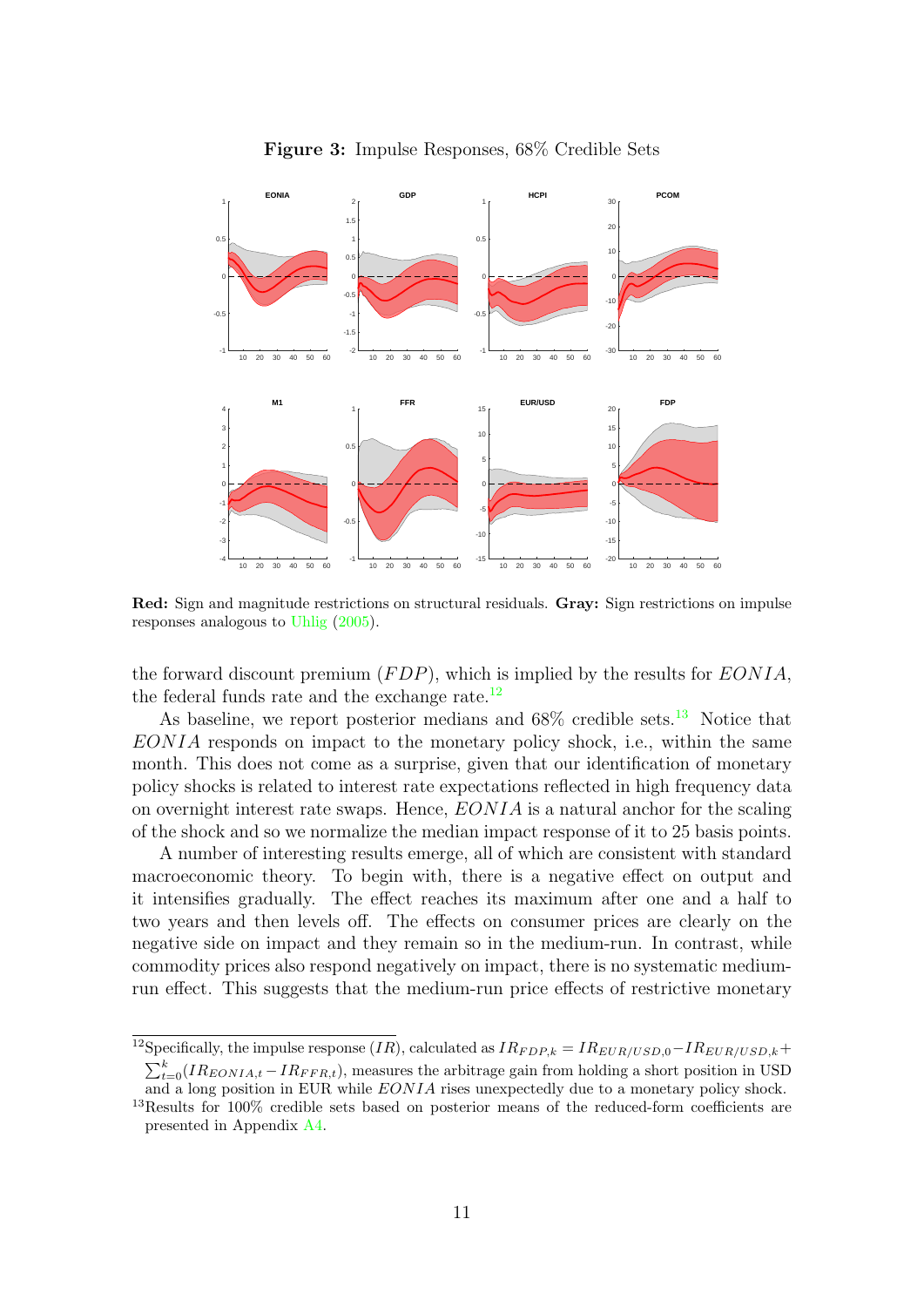**Figure 3:** Impulse Responses, 68% Credible Sets

**Red:** Sign and magnitude restrictions on structural residuals. **Gray:** Sign restrictions on impulse responses analogous to Uhlig (2005).

the forward discount premium ($FDP$), which is implied by the results for $EONIA$, the federal funds rate and the exchange rate.[12]

As baseline, we report posterior medians and 68% credible sets.[13] Notice that $EONIA$ responds on impact to the monetary policy shock, i.e., within the same month. This does not come as a surprise, given that our identification of monetary policy shocks is related to interest rate expectations reflected in high frequency data on overnight interest rate swaps. Hence, $EONIA$ is a natural anchor for the scaling of the shock and so we normalize the median impact response of it to 25 basis points.

A number of interesting results emerge, all of which are consistent with standard macroeconomic theory. To begin with, there is a negative effect on output and it intensifies gradually. The effect reaches its maximum after one and a half to two years and then levels off. The effects on consumer prices are clearly on the negative side on impact and they remain so in the medium-run. In contrast, while commodity prices also respond negatively on impact, there is no systematic medium-run effect. This suggests that the medium-run price effects of restrictive monetary

[12] Specifically, the impulse response ($IR$), calculated as $IR_{FDP,k} = IR_{EUR/USD,0} - IR_{EUR/USD,k} + \sum_{t=0}^{k}(IR_{EONIA,t} - IR_{FFR,t})$, measures the arbitrage gain from holding a short position in USD and a long position in EUR while $EONIA$ rises unexpectedly due to a monetary policy shock.

[13] Results for 100% credible sets based on posterior means of the reduced-form coefficients are presented in Appendix A4.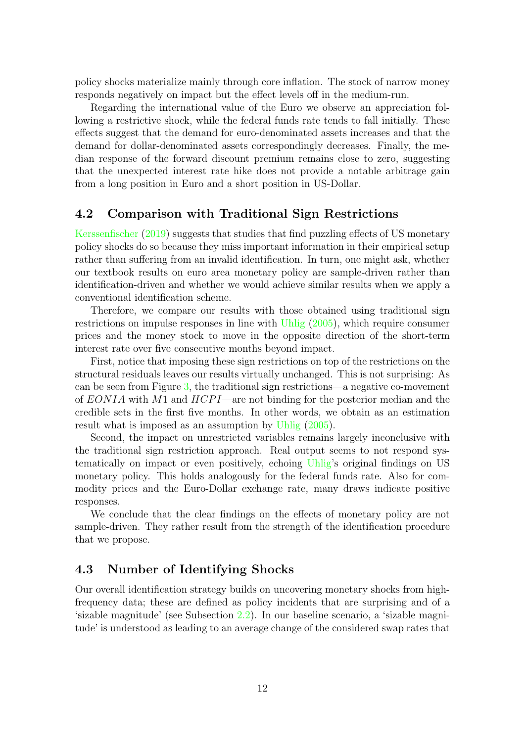policy shocks materialize mainly through core inflation. The stock of narrow money responds negatively on impact but the effect levels off in the medium-run.

Regarding the international value of the Euro we observe an appreciation following a restrictive shock, while the federal funds rate tends to fall initially. These effects suggest that the demand for euro-denominated assets increases and that the demand for dollar-denominated assets correspondingly decreases. Finally, the median response of the forward discount premium remains close to zero, suggesting that the unexpected interest rate hike does not provide a notable arbitrage gain from a long position in Euro and a short position in US-Dollar.

## 4.2 Comparison with Traditional Sign Restrictions

Kerssenfischer (2019) suggests that studies that find puzzling effects of US monetary policy shocks do so because they miss important information in their empirical setup rather than suffering from an invalid identification. In turn, one might ask, whether our textbook results on euro area monetary policy are sample-driven rather than identification-driven and whether we would achieve similar results when we apply a conventional identification scheme.

Therefore, we compare our results with those obtained using traditional sign restrictions on impulse responses in line with Uhlig (2005), which require consumer prices and the money stock to move in the opposite direction of the short-term interest rate over five consecutive months beyond impact.

First, notice that imposing these sign restrictions on top of the restrictions on the structural residuals leaves our results virtually unchanged. This is not surprising: As can be seen from Figure 3, the traditional sign restrictions—a negative co-movement of $EONIA$ with $M1$ and $HCPI$—are not binding for the posterior median and the credible sets in the first five months. In other words, we obtain as an estimation result what is imposed as an assumption by Uhlig (2005).

Second, the impact on unrestricted variables remains largely inconclusive with the traditional sign restriction approach. Real output seems to not respond systematically on impact or even positively, echoing Uhlig's original findings on US monetary policy. This holds analogously for the federal funds rate. Also for commodity prices and the Euro-Dollar exchange rate, many draws indicate positive responses.

We conclude that the clear findings on the effects of monetary policy are not sample-driven. They rather result from the strength of the identification procedure that we propose.

## 4.3 Number of Identifying Shocks

Our overall identification strategy builds on uncovering monetary shocks from high-frequency data; these are defined as policy incidents that are surprising and of a 'sizable magnitude' (see Subsection 2.2). In our baseline scenario, a 'sizable magnitude' is understood as leading to an average change of the considered swap rates that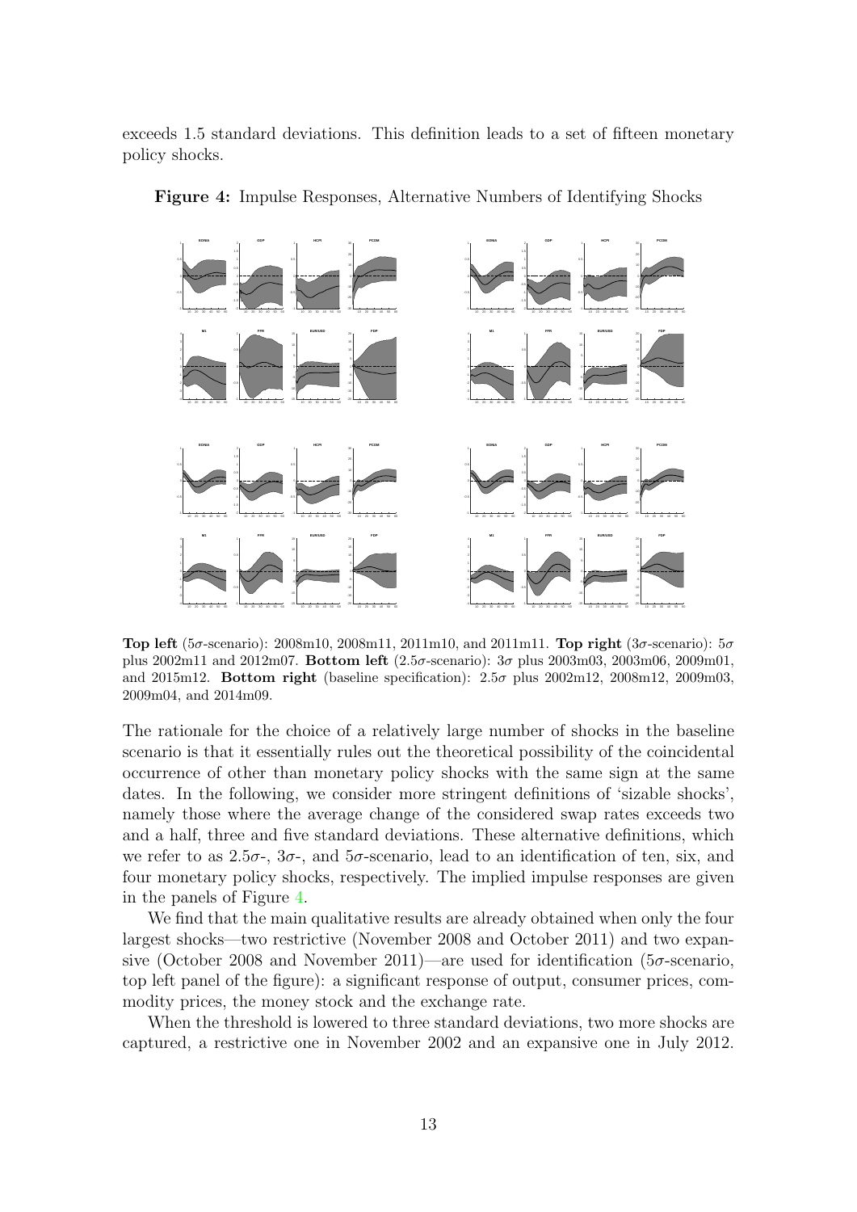exceeds 1.5 standard deviations. This definition leads to a set of fifteen monetary policy shocks.

**Figure 4:** Impulse Responses, Alternative Numbers of Identifying Shocks

**Top left** ($5\sigma$-scenario): 2008m10, 2008m11, 2011m10, and 2011m11. **Top right** ($3\sigma$-scenario): $5\sigma$ plus 2002m11 and 2012m07. **Bottom left** ($2.5\sigma$-scenario): $3\sigma$ plus 2003m03, 2003m06, 2009m01, and 2015m12. **Bottom right** (baseline specification): $2.5\sigma$ plus 2002m12, 2008m12, 2009m03, 2009m04, and 2014m09.

The rationale for the choice of a relatively large number of shocks in the baseline scenario is that it essentially rules out the theoretical possibility of the coincidental occurrence of other than monetary policy shocks with the same sign at the same dates. In the following, we consider more stringent definitions of 'sizable shocks', namely those where the average change of the considered swap rates exceeds two and a half, three and five standard deviations. These alternative definitions, which we refer to as $2.5\sigma$-, $3\sigma$-, and $5\sigma$-scenario, lead to an identification of ten, six, and four monetary policy shocks, respectively. The implied impulse responses are given in the panels of Figure 4.

We find that the main qualitative results are already obtained when only the four largest shocks—two restrictive (November 2008 and October 2011) and two expansive (October 2008 and November 2011)—are used for identification ($5\sigma$-scenario, top left panel of the figure): a significant response of output, consumer prices, commodity prices, the money stock and the exchange rate.

When the threshold is lowered to three standard deviations, two more shocks are captured, a restrictive one in November 2002 and an expansive one in July 2012.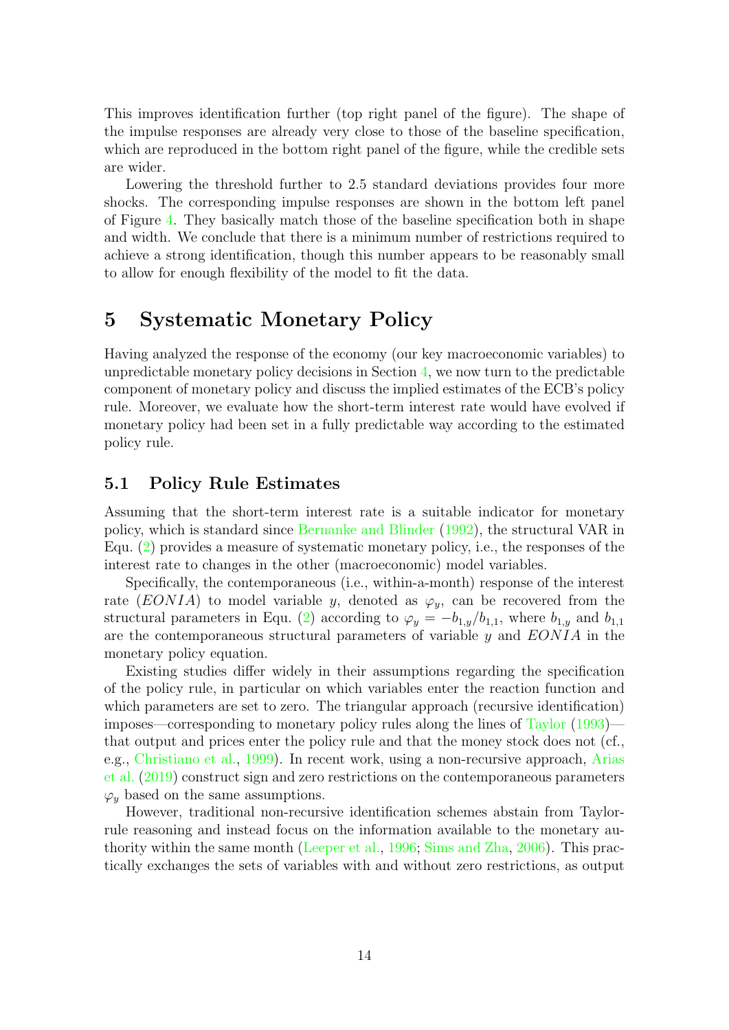This improves identification further (top right panel of the figure). The shape of the impulse responses are already very close to those of the baseline specification, which are reproduced in the bottom right panel of the figure, while the credible sets are wider.

Lowering the threshold further to 2.5 standard deviations provides four more shocks. The corresponding impulse responses are shown in the bottom left panel of Figure 4. They basically match those of the baseline specification both in shape and width. We conclude that there is a minimum number of restrictions required to achieve a strong identification, though this number appears to be reasonably small to allow for enough flexibility of the model to fit the data.

# 5 Systematic Monetary Policy

Having analyzed the response of the economy (our key macroeconomic variables) to unpredictable monetary policy decisions in Section 4, we now turn to the predictable component of monetary policy and discuss the implied estimates of the ECB's policy rule. Moreover, we evaluate how the short-term interest rate would have evolved if monetary policy had been set in a fully predictable way according to the estimated policy rule.

## 5.1 Policy Rule Estimates

Assuming that the short-term interest rate is a suitable indicator for monetary policy, which is standard since Bernanke and Blinder (1992), the structural VAR in Equ. (2) provides a measure of systematic monetary policy, i.e., the responses of the interest rate to changes in the other (macroeconomic) model variables.

Specifically, the contemporaneous (i.e., within-a-month) response of the interest rate ($EONIA$) to model variable $y$, denoted as $\varphi_y$, can be recovered from the structural parameters in Equ. (2) according to $\varphi_y = -b_{1,y}/b_{1,1}$, where $b_{1,y}$ and $b_{1,1}$ are the contemporaneous structural parameters of variable $y$ and $EONIA$ in the monetary policy equation.

Existing studies differ widely in their assumptions regarding the specification of the policy rule, in particular on which variables enter the reaction function and which parameters are set to zero. The triangular approach (recursive identification) imposes—corresponding to monetary policy rules along the lines of Taylor (1993)—that output and prices enter the policy rule and that the money stock does not (cf., e.g., Christiano et al., 1999). In recent work, using a non-recursive approach, Arias et al. (2019) construct sign and zero restrictions on the contemporaneous parameters $\varphi_y$ based on the same assumptions.

However, traditional non-recursive identification schemes abstain from Taylor-rule reasoning and instead focus on the information available to the monetary authority within the same month (Leeper et al., 1996; Sims and Zha, 2006). This practically exchanges the sets of variables with and without zero restrictions, as output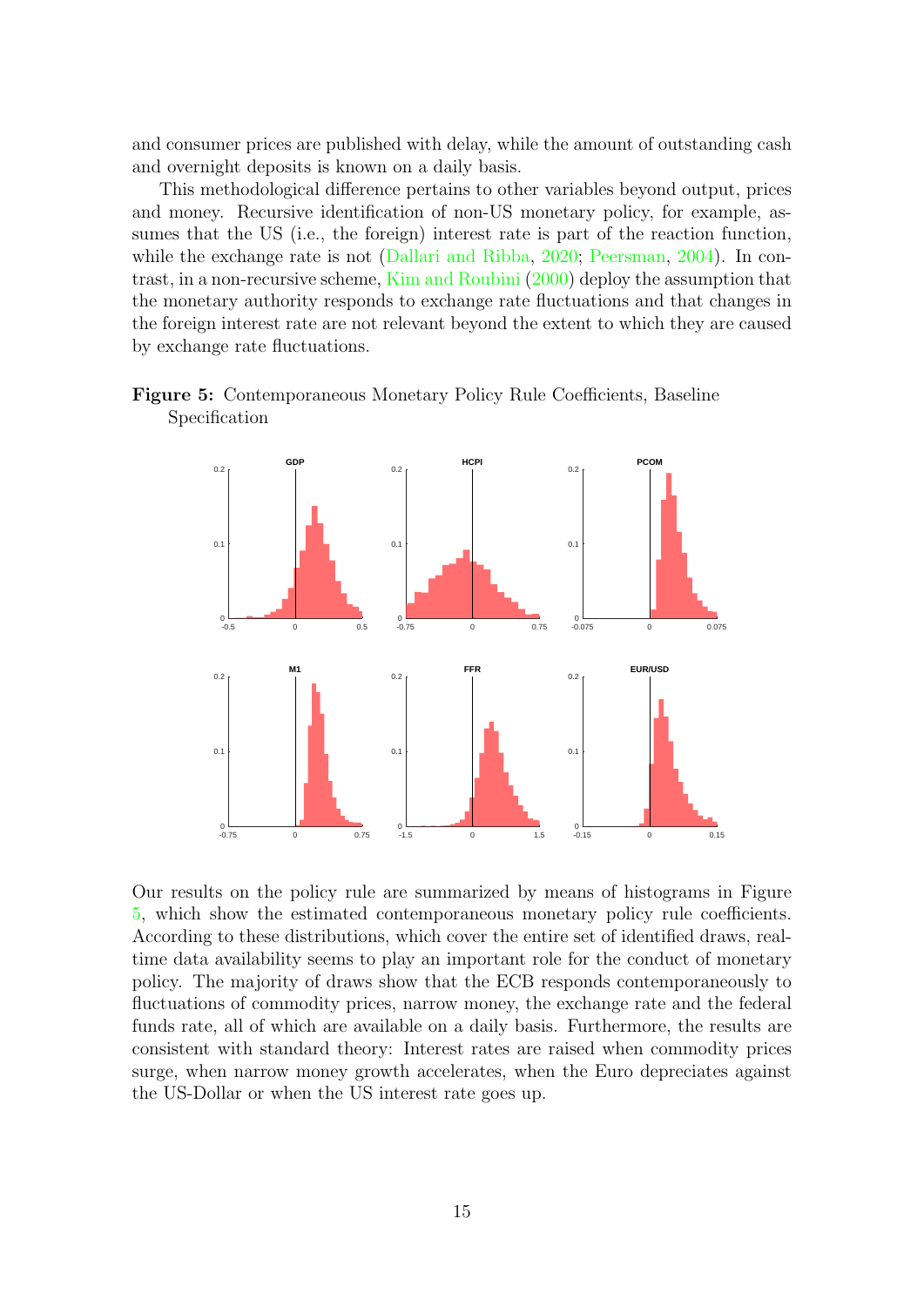and consumer prices are published with delay, while the amount of outstanding cash and overnight deposits is known on a daily basis.

This methodological difference pertains to other variables beyond output, prices and money. Recursive identification of non-US monetary policy, for example, assumes that the US (i.e., the foreign) interest rate is part of the reaction function, while the exchange rate is not (Dallari and Ribba, 2020; Peersman, 2004). In contrast, in a non-recursive scheme, Kim and Roubini (2000) deploy the assumption that the monetary authority responds to exchange rate fluctuations and that changes in the foreign interest rate are not relevant beyond the extent to which they are caused by exchange rate fluctuations.

**Figure 5:** Contemporaneous Monetary Policy Rule Coefficients, Baseline Specification

Our results on the policy rule are summarized by means of histograms in Figure 5, which show the estimated contemporaneous monetary policy rule coefficients. According to these distributions, which cover the entire set of identified draws, real-time data availability seems to play an important role for the conduct of monetary policy. The majority of draws show that the ECB responds contemporaneously to fluctuations of commodity prices, narrow money, the exchange rate and the federal funds rate, all of which are available on a daily basis. Furthermore, the results are consistent with standard theory: Interest rates are raised when commodity prices surge, when narrow money growth accelerates, when the Euro depreciates against the US-Dollar or when the US interest rate goes up.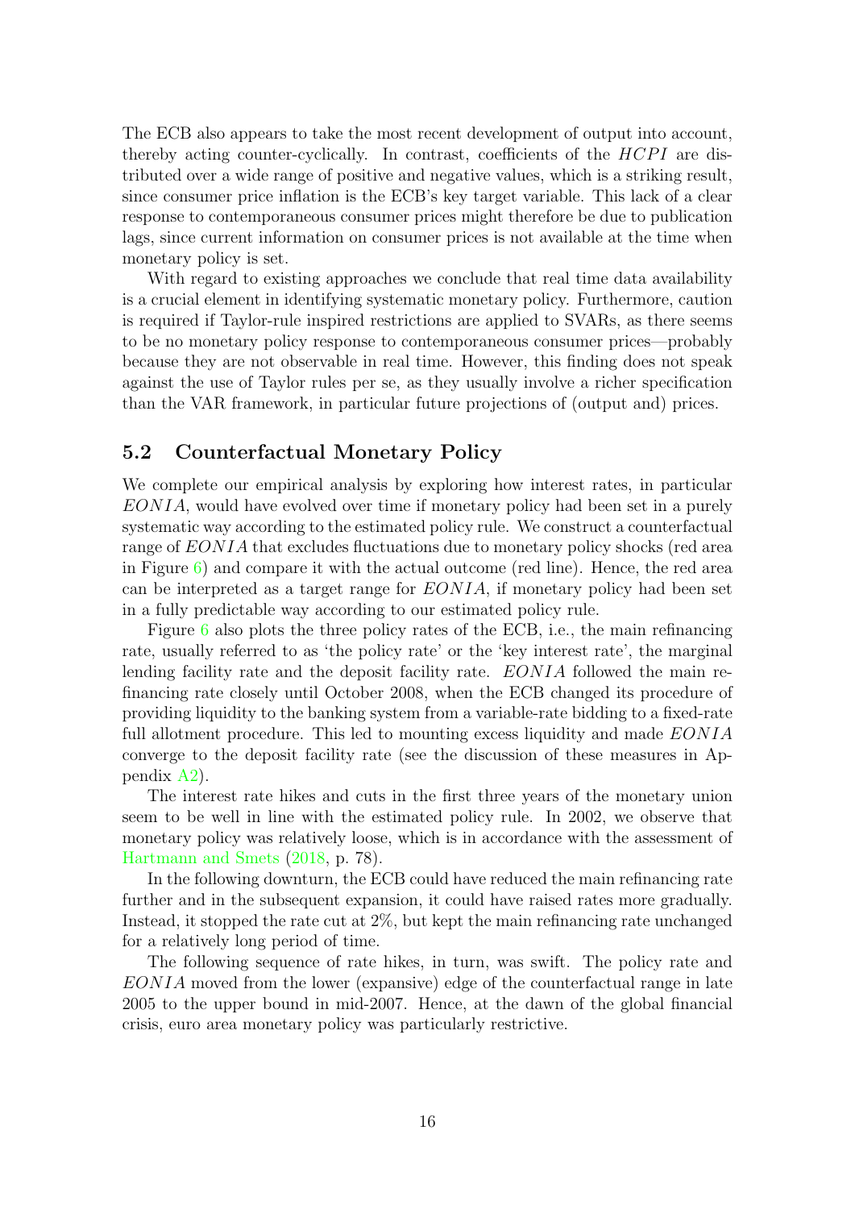The ECB also appears to take the most recent development of output into account, thereby acting counter-cyclically. In contrast, coefficients of the $HCPI$ are distributed over a wide range of positive and negative values, which is a striking result, since consumer price inflation is the ECB's key target variable. This lack of a clear response to contemporaneous consumer prices might therefore be due to publication lags, since current information on consumer prices is not available at the time when monetary policy is set.

With regard to existing approaches we conclude that real time data availability is a crucial element in identifying systematic monetary policy. Furthermore, caution is required if Taylor-rule inspired restrictions are applied to SVARs, as there seems to be no monetary policy response to contemporaneous consumer prices—probably because they are not observable in real time. However, this finding does not speak against the use of Taylor rules per se, as they usually involve a richer specification than the VAR framework, in particular future projections of (output and) prices.

## 5.2 Counterfactual Monetary Policy

We complete our empirical analysis by exploring how interest rates, in particular $EONIA$, would have evolved over time if monetary policy had been set in a purely systematic way according to the estimated policy rule. We construct a counterfactual range of $EONIA$ that excludes fluctuations due to monetary policy shocks (red area in Figure 6) and compare it with the actual outcome (red line). Hence, the red area can be interpreted as a target range for $EONIA$, if monetary policy had been set in a fully predictable way according to our estimated policy rule.

Figure 6 also plots the three policy rates of the ECB, i.e., the main refinancing rate, usually referred to as 'the policy rate' or the 'key interest rate', the marginal lending facility rate and the deposit facility rate. $EONIA$ followed the main refinancing rate closely until October 2008, when the ECB changed its procedure of providing liquidity to the banking system from a variable-rate bidding to a fixed-rate full allotment procedure. This led to mounting excess liquidity and made $EONIA$ converge to the deposit facility rate (see the discussion of these measures in Appendix A2).

The interest rate hikes and cuts in the first three years of the monetary union seem to be well in line with the estimated policy rule. In 2002, we observe that monetary policy was relatively loose, which is in accordance with the assessment of Hartmann and Smets (2018, p. 78).

In the following downturn, the ECB could have reduced the main refinancing rate further and in the subsequent expansion, it could have raised rates more gradually. Instead, it stopped the rate cut at 2%, but kept the main refinancing rate unchanged for a relatively long period of time.

The following sequence of rate hikes, in turn, was swift. The policy rate and $EONIA$ moved from the lower (expansive) edge of the counterfactual range in late 2005 to the upper bound in mid-2007. Hence, at the dawn of the global financial crisis, euro area monetary policy was particularly restrictive.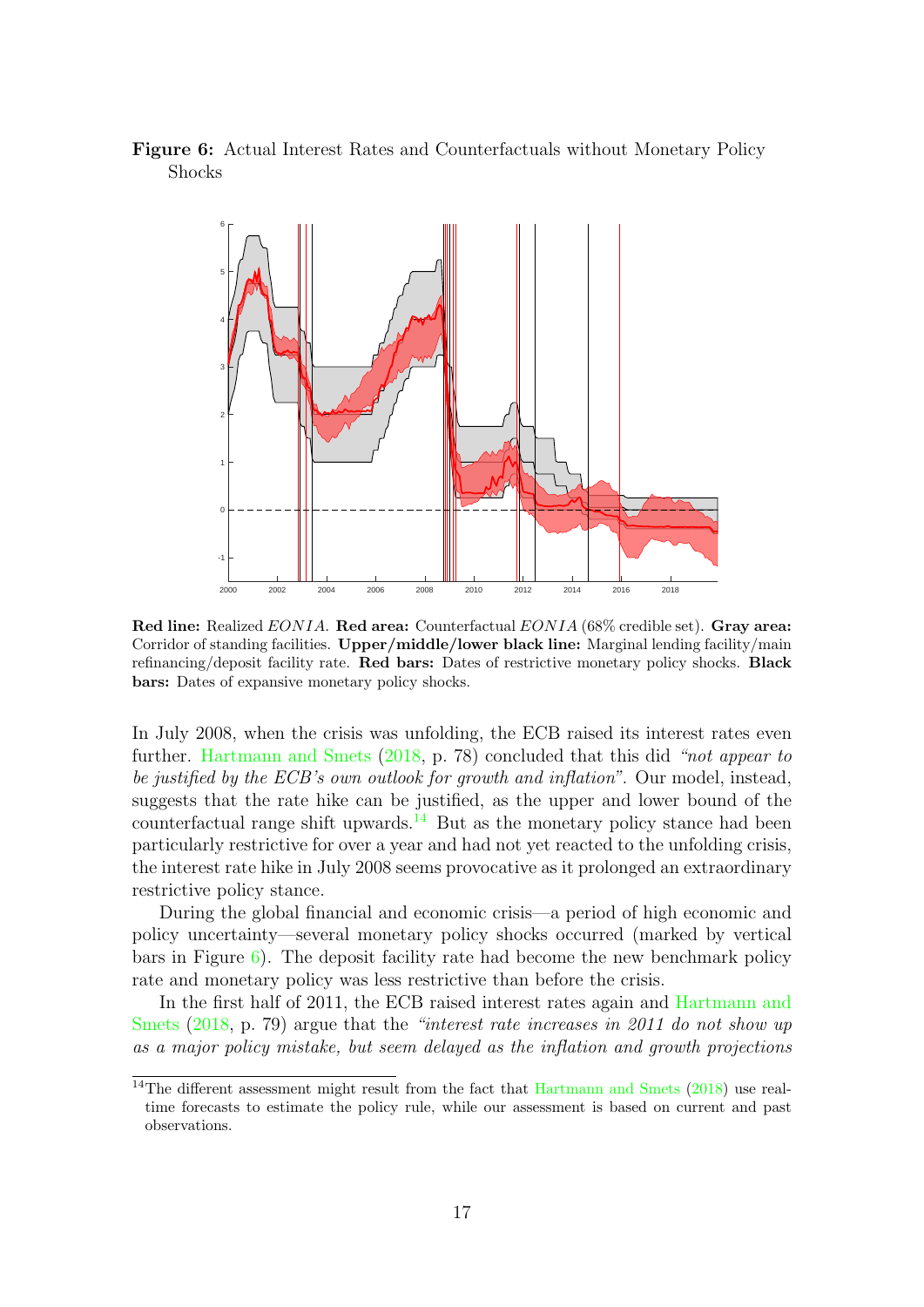**Figure 6:** Actual Interest Rates and Counterfactuals without Monetary Policy Shocks

**Red line:** Realized *EONIA*. **Red area:** Counterfactual *EONIA* (68% credible set). **Gray area:** Corridor of standing facilities. **Upper/middle/lower black line:** Marginal lending facility/main refinancing/deposit facility rate. **Red bars:** Dates of restrictive monetary policy shocks. **Black bars:** Dates of expansive monetary policy shocks.

In July 2008, when the crisis was unfolding, the ECB raised its interest rates even further. Hartmann and Smets (2018, p. 78) concluded that this did *"not appear to be justified by the ECB's own outlook for growth and inflation"*. Our model, instead, suggests that the rate hike can be justified, as the upper and lower bound of the counterfactual range shift upwards.[14] But as the monetary policy stance had been particularly restrictive for over a year and had not yet reacted to the unfolding crisis, the interest rate hike in July 2008 seems provocative as it prolonged an extraordinary restrictive policy stance.

During the global financial and economic crisis—a period of high economic and policy uncertainty—several monetary policy shocks occurred (marked by vertical bars in Figure 6). The deposit facility rate had become the new benchmark policy rate and monetary policy was less restrictive than before the crisis.

In the first half of 2011, the ECB raised interest rates again and Hartmann and Smets (2018, p. 79) argue that the *"interest rate increases in 2011 do not show up as a major policy mistake, but seem delayed as the inflation and growth projections*

[14]The different assessment might result from the fact that Hartmann and Smets (2018) use real-time forecasts to estimate the policy rule, while our assessment is based on current and past observations.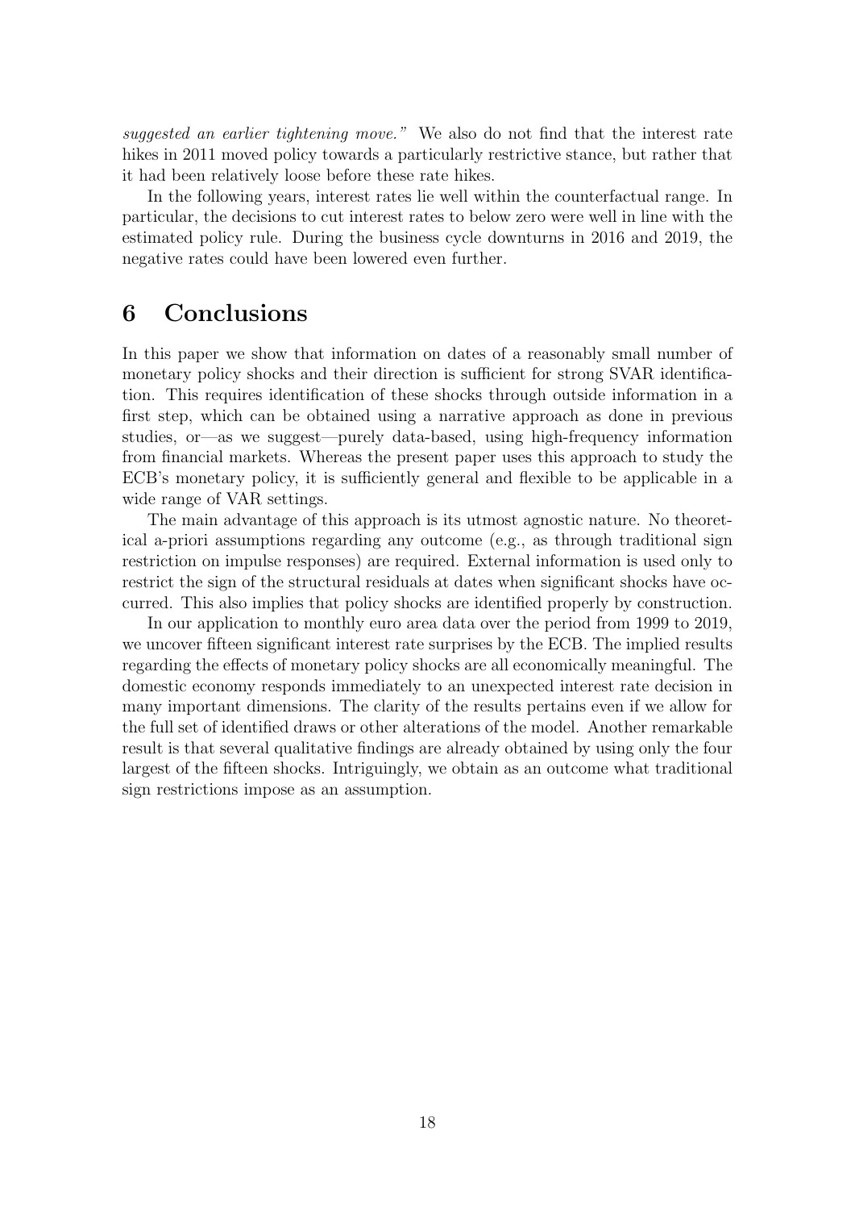*suggested an earlier tightening move."* We also do not find that the interest rate hikes in 2011 moved policy towards a particularly restrictive stance, but rather that it had been relatively loose before these rate hikes.

In the following years, interest rates lie well within the counterfactual range. In particular, the decisions to cut interest rates to below zero were well in line with the estimated policy rule. During the business cycle downturns in 2016 and 2019, the negative rates could have been lowered even further.

# 6 Conclusions

In this paper we show that information on dates of a reasonably small number of monetary policy shocks and their direction is sufficient for strong SVAR identification. This requires identification of these shocks through outside information in a first step, which can be obtained using a narrative approach as done in previous studies, or—as we suggest—purely data-based, using high-frequency information from financial markets. Whereas the present paper uses this approach to study the ECB's monetary policy, it is sufficiently general and flexible to be applicable in a wide range of VAR settings.

The main advantage of this approach is its utmost agnostic nature. No theoretical a-priori assumptions regarding any outcome (e.g., as through traditional sign restriction on impulse responses) are required. External information is used only to restrict the sign of the structural residuals at dates when significant shocks have occurred. This also implies that policy shocks are identified properly by construction.

In our application to monthly euro area data over the period from 1999 to 2019, we uncover fifteen significant interest rate surprises by the ECB. The implied results regarding the effects of monetary policy shocks are all economically meaningful. The domestic economy responds immediately to an unexpected interest rate decision in many important dimensions. The clarity of the results pertains even if we allow for the full set of identified draws or other alterations of the model. Another remarkable result is that several qualitative findings are already obtained by using only the four largest of the fifteen shocks. Intriguingly, we obtain as an outcome what traditional sign restrictions impose as an assumption.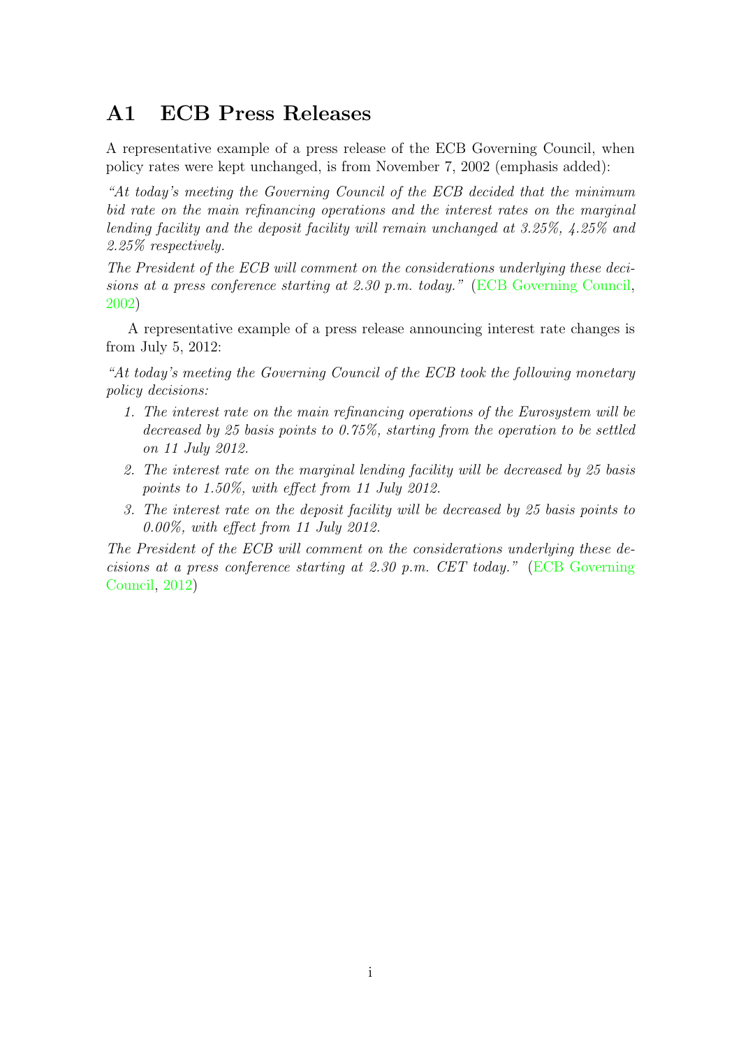## A1 ECB Press Releases

A representative example of a press release of the ECB Governing Council, when policy rates were kept unchanged, is from November 7, 2002 (emphasis added):

*"At today's meeting the Governing Council of the ECB decided that the minimum bid rate on the main refinancing operations and the interest rates on the marginal lending facility and the deposit facility will remain unchanged at 3.25%, 4.25% and 2.25% respectively.*

*The President of the ECB will comment on the considerations underlying these decisions at a press conference starting at 2.30 p.m. today."* (ECB Governing Council, 2002)

A representative example of a press release announcing interest rate changes is from July 5, 2012:

*"At today's meeting the Governing Council of the ECB took the following monetary policy decisions:*

1. *The interest rate on the main refinancing operations of the Eurosystem will be decreased by 25 basis points to 0.75%, starting from the operation to be settled on 11 July 2012.*
2. *The interest rate on the marginal lending facility will be decreased by 25 basis points to 1.50%, with effect from 11 July 2012.*
3. *The interest rate on the deposit facility will be decreased by 25 basis points to 0.00%, with effect from 11 July 2012.*

*The President of the ECB will comment on the considerations underlying these decisions at a press conference starting at 2.30 p.m. CET today."* (ECB Governing Council, 2012)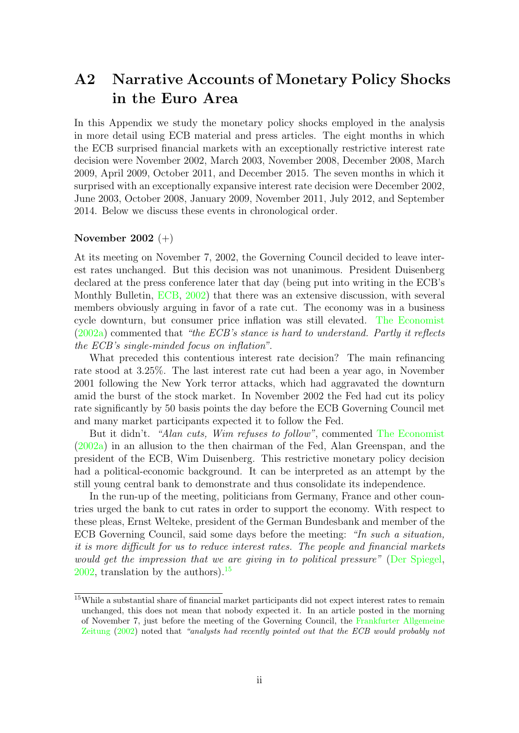# A2 Narrative Accounts of Monetary Policy Shocks in the Euro Area

In this Appendix we study the monetary policy shocks employed in the analysis in more detail using ECB material and press articles. The eight months in which the ECB surprised financial markets with an exceptionally restrictive interest rate decision were November 2002, March 2003, November 2008, December 2008, March 2009, April 2009, October 2011, and December 2015. The seven months in which it surprised with an exceptionally expansive interest rate decision were December 2002, June 2003, October 2008, January 2009, November 2011, July 2012, and September 2014. Below we discuss these events in chronological order.

**November 2002** (+)

At its meeting on November 7, 2002, the Governing Council decided to leave interest rates unchanged. But this decision was not unanimous. President Duisenberg declared at the press conference later that day (being put into writing in the ECB's Monthly Bulletin, ECB, 2002) that there was an extensive discussion, with several members obviously arguing in favor of a rate cut. The economy was in a business cycle downturn, but consumer price inflation was still elevated. The Economist (2002a) commented that *"the ECB's stance is hard to understand. Partly it reflects the ECB's single-minded focus on inflation"*.

What preceded this contentious interest rate decision? The main refinancing rate stood at 3.25%. The last interest rate cut had been a year ago, in November 2001 following the New York terror attacks, which had aggravated the downturn amid the burst of the stock market. In November 2002 the Fed had cut its policy rate significantly by 50 basis points the day before the ECB Governing Council met and many market participants expected it to follow the Fed.

But it didn't. *"Alan cuts, Wim refuses to follow"*, commented The Economist (2002a) in an allusion to the then chairman of the Fed, Alan Greenspan, and the president of the ECB, Wim Duisenberg. This restrictive monetary policy decision had a political-economic background. It can be interpreted as an attempt by the still young central bank to demonstrate and thus consolidate its independence.

In the run-up of the meeting, politicians from Germany, France and other countries urged the bank to cut rates in order to support the economy. With respect to these pleas, Ernst Welteke, president of the German Bundesbank and member of the ECB Governing Council, said some days before the meeting: *"In such a situation, it is more difficult for us to reduce interest rates. The people and financial markets would get the impression that we are giving in to political pressure"* (Der Spiegel, 2002, translation by the authors).[15]

[15] While a substantial share of financial market participants did not expect interest rates to remain unchanged, this does not mean that nobody expected it. In an article posted in the morning of November 7, just before the meeting of the Governing Council, the Frankfurter Allgemeine Zeitung (2002) noted that *"analysts had recently pointed out that the ECB would probably not*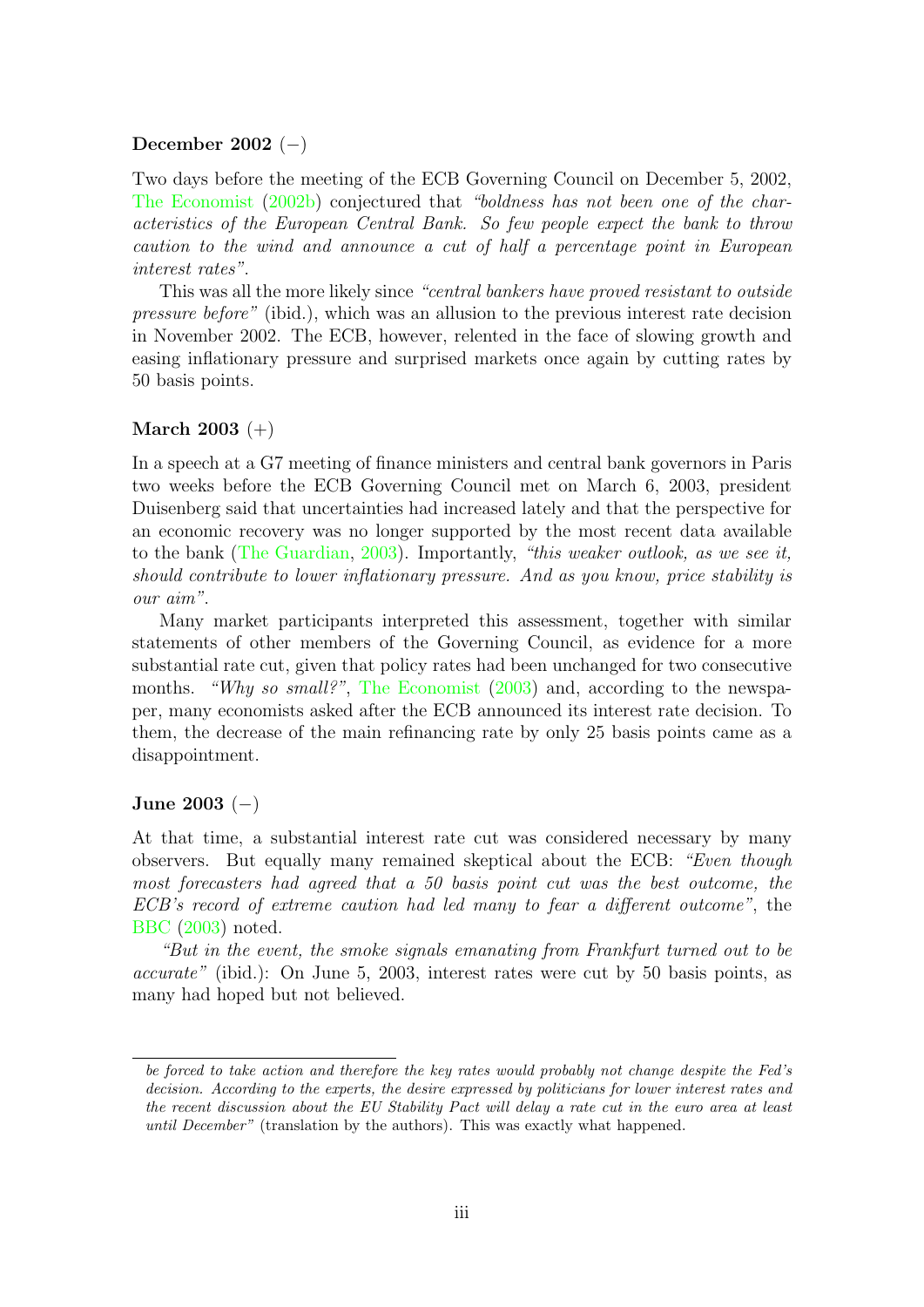**December 2002** (−)

Two days before the meeting of the ECB Governing Council on December 5, 2002, The Economist (2002b) conjectured that *"boldness has not been one of the characteristics of the European Central Bank. So few people expect the bank to throw caution to the wind and announce a cut of half a percentage point in European interest rates"*.

This was all the more likely since *"central bankers have proved resistant to outside pressure before"* (ibid.), which was an allusion to the previous interest rate decision in November 2002. The ECB, however, relented in the face of slowing growth and easing inflationary pressure and surprised markets once again by cutting rates by 50 basis points.

**March 2003** (+)

In a speech at a G7 meeting of finance ministers and central bank governors in Paris two weeks before the ECB Governing Council met on March 6, 2003, president Duisenberg said that uncertainties had increased lately and that the perspective for an economic recovery was no longer supported by the most recent data available to the bank (The Guardian, 2003). Importantly, *"this weaker outlook, as we see it, should contribute to lower inflationary pressure. And as you know, price stability is our aim"*.

Many market participants interpreted this assessment, together with similar statements of other members of the Governing Council, as evidence for a more substantial rate cut, given that policy rates had been unchanged for two consecutive months. *"Why so small?"*, The Economist (2003) and, according to the newspaper, many economists asked after the ECB announced its interest rate decision. To them, the decrease of the main refinancing rate by only 25 basis points came as a disappointment.

**June 2003** (−)

At that time, a substantial interest rate cut was considered necessary by many observers. But equally many remained skeptical about the ECB: *"Even though most forecasters had agreed that a 50 basis point cut was the best outcome, the ECB's record of extreme caution had led many to fear a different outcome"*, the BBC (2003) noted.

*"But in the event, the smoke signals emanating from Frankfurt turned out to be accurate"* (ibid.): On June 5, 2003, interest rates were cut by 50 basis points, as many had hoped but not believed.

---

*be forced to take action and therefore the key rates would probably not change despite the Fed's decision. According to the experts, the desire expressed by politicians for lower interest rates and the recent discussion about the EU Stability Pact will delay a rate cut in the euro area at least until December"* (translation by the authors). This was exactly what happened.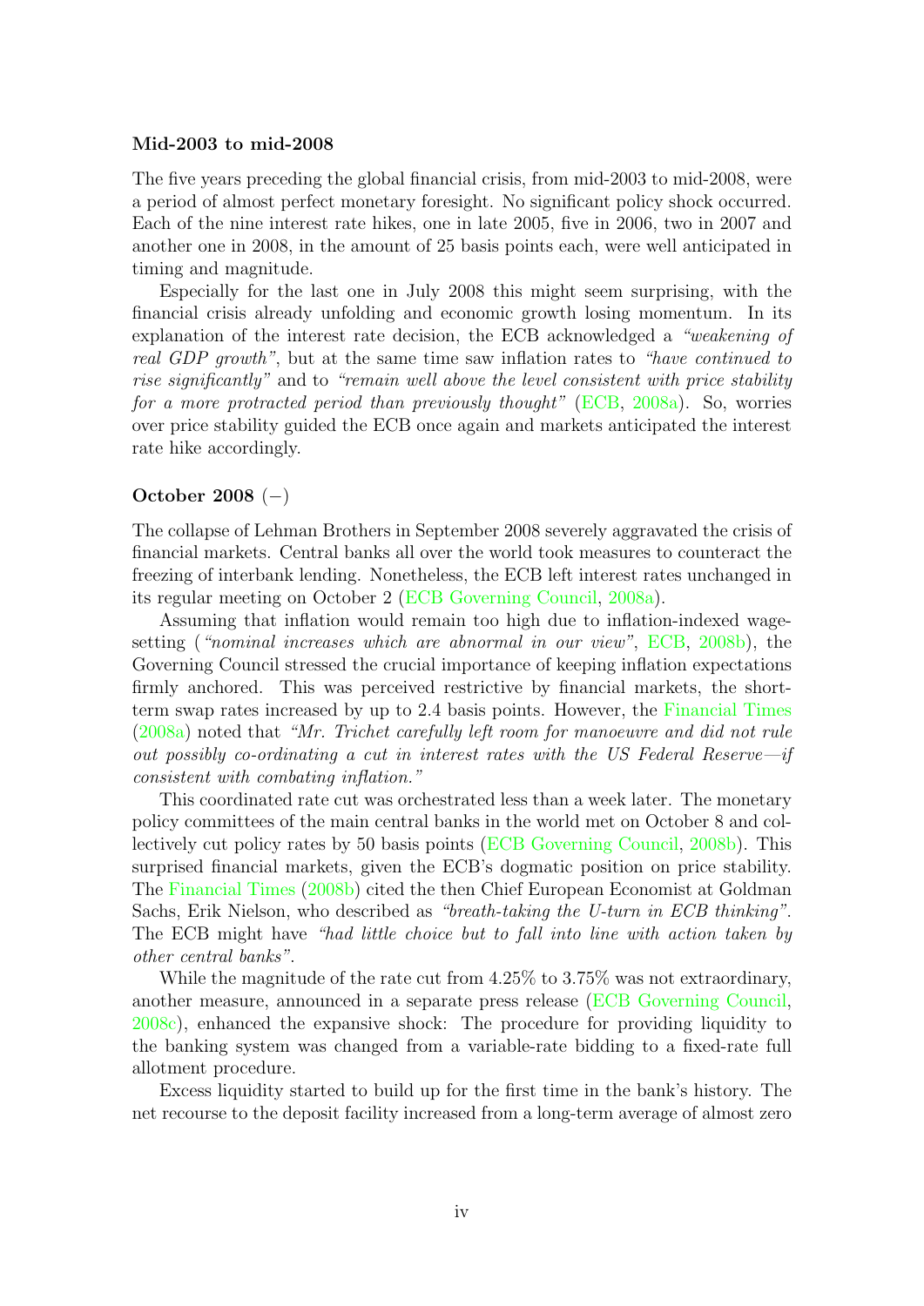**Mid-2003 to mid-2008**

The five years preceding the global financial crisis, from mid-2003 to mid-2008, were a period of almost perfect monetary foresight. No significant policy shock occurred. Each of the nine interest rate hikes, one in late 2005, five in 2006, two in 2007 and another one in 2008, in the amount of 25 basis points each, were well anticipated in timing and magnitude.

Especially for the last one in July 2008 this might seem surprising, with the financial crisis already unfolding and economic growth losing momentum. In its explanation of the interest rate decision, the ECB acknowledged a *"weakening of real GDP growth"*, but at the same time saw inflation rates to *"have continued to rise significantly"* and to *"remain well above the level consistent with price stability for a more protracted period than previously thought"* (ECB, 2008a). So, worries over price stability guided the ECB once again and markets anticipated the interest rate hike accordingly.

**October 2008** (−)

The collapse of Lehman Brothers in September 2008 severely aggravated the crisis of financial markets. Central banks all over the world took measures to counteract the freezing of interbank lending. Nonetheless, the ECB left interest rates unchanged in its regular meeting on October 2 (ECB Governing Council, 2008a).

Assuming that inflation would remain too high due to inflation-indexed wage-setting (*"nominal increases which are abnormal in our view"*, ECB, 2008b), the Governing Council stressed the crucial importance of keeping inflation expectations firmly anchored. This was perceived restrictive by financial markets, the short-term swap rates increased by up to 2.4 basis points. However, the Financial Times (2008a) noted that *"Mr. Trichet carefully left room for manoeuvre and did not rule out possibly co-ordinating a cut in interest rates with the US Federal Reserve—if consistent with combating inflation."*

This coordinated rate cut was orchestrated less than a week later. The monetary policy committees of the main central banks in the world met on October 8 and collectively cut policy rates by 50 basis points (ECB Governing Council, 2008b). This surprised financial markets, given the ECB's dogmatic position on price stability. The Financial Times (2008b) cited the then Chief European Economist at Goldman Sachs, Erik Nielson, who described as *"breath-taking the U-turn in ECB thinking"*. The ECB might have *"had little choice but to fall into line with action taken by other central banks"*.

While the magnitude of the rate cut from 4.25% to 3.75% was not extraordinary, another measure, announced in a separate press release (ECB Governing Council, 2008c), enhanced the expansive shock: The procedure for providing liquidity to the banking system was changed from a variable-rate bidding to a fixed-rate full allotment procedure.

Excess liquidity started to build up for the first time in the bank's history. The net recourse to the deposit facility increased from a long-term average of almost zero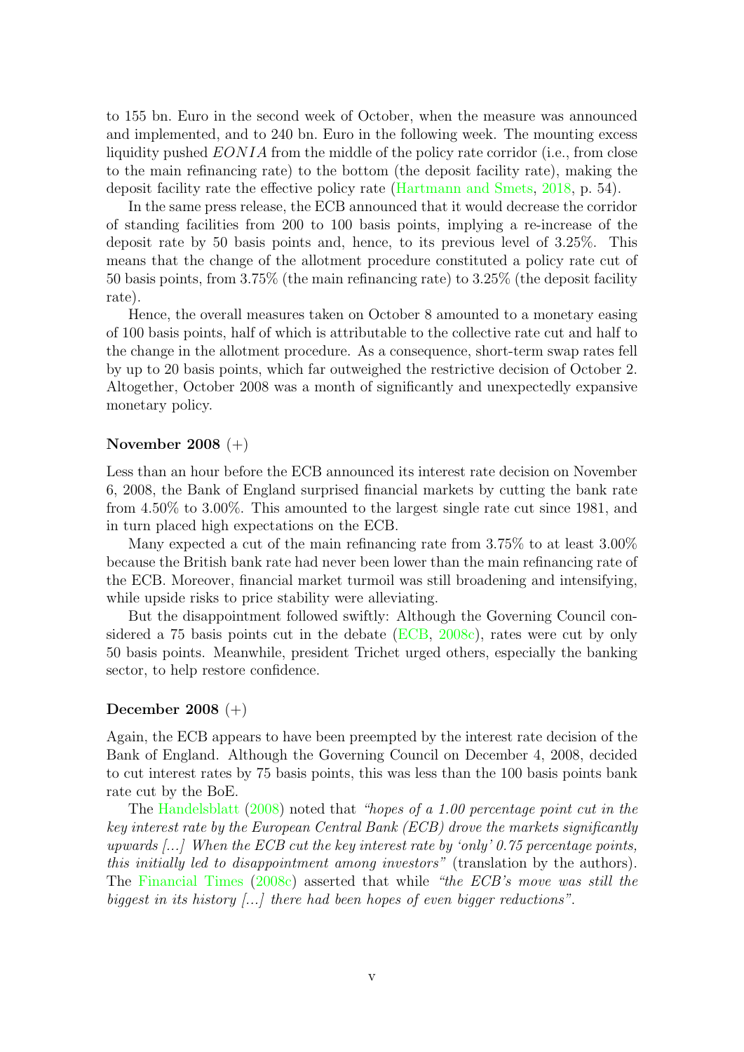to 155 bn. Euro in the second week of October, when the measure was announced and implemented, and to 240 bn. Euro in the following week. The mounting excess liquidity pushed $EONIA$ from the middle of the policy rate corridor (i.e., from close to the main refinancing rate) to the bottom (the deposit facility rate), making the deposit facility rate the effective policy rate (Hartmann and Smets, 2018, p. 54).

In the same press release, the ECB announced that it would decrease the corridor of standing facilities from 200 to 100 basis points, implying a re-increase of the deposit rate by 50 basis points and, hence, to its previous level of 3.25%. This means that the change of the allotment procedure constituted a policy rate cut of 50 basis points, from 3.75% (the main refinancing rate) to 3.25% (the deposit facility rate).

Hence, the overall measures taken on October 8 amounted to a monetary easing of 100 basis points, half of which is attributable to the collective rate cut and half to the change in the allotment procedure. As a consequence, short-term swap rates fell by up to 20 basis points, which far outweighed the restrictive decision of October 2. Altogether, October 2008 was a month of significantly and unexpectedly expansive monetary policy.

**November 2008** (+)

Less than an hour before the ECB announced its interest rate decision on November 6, 2008, the Bank of England surprised financial markets by cutting the bank rate from 4.50% to 3.00%. This amounted to the largest single rate cut since 1981, and in turn placed high expectations on the ECB.

Many expected a cut of the main refinancing rate from 3.75% to at least 3.00% because the British bank rate had never been lower than the main refinancing rate of the ECB. Moreover, financial market turmoil was still broadening and intensifying, while upside risks to price stability were alleviating.

But the disappointment followed swiftly: Although the Governing Council considered a 75 basis points cut in the debate (ECB, 2008c), rates were cut by only 50 basis points. Meanwhile, president Trichet urged others, especially the banking sector, to help restore confidence.

**December 2008** (+)

Again, the ECB appears to have been preempted by the interest rate decision of the Bank of England. Although the Governing Council on December 4, 2008, decided to cut interest rates by 75 basis points, this was less than the 100 basis points bank rate cut by the BoE.

The Handelsblatt (2008) noted that *"hopes of a 1.00 percentage point cut in the key interest rate by the European Central Bank (ECB) drove the markets significantly upwards [...] When the ECB cut the key interest rate by 'only' 0.75 percentage points, this initially led to disappointment among investors"* (translation by the authors). The Financial Times (2008c) asserted that while *"the ECB's move was still the biggest in its history [...] there had been hopes of even bigger reductions"*.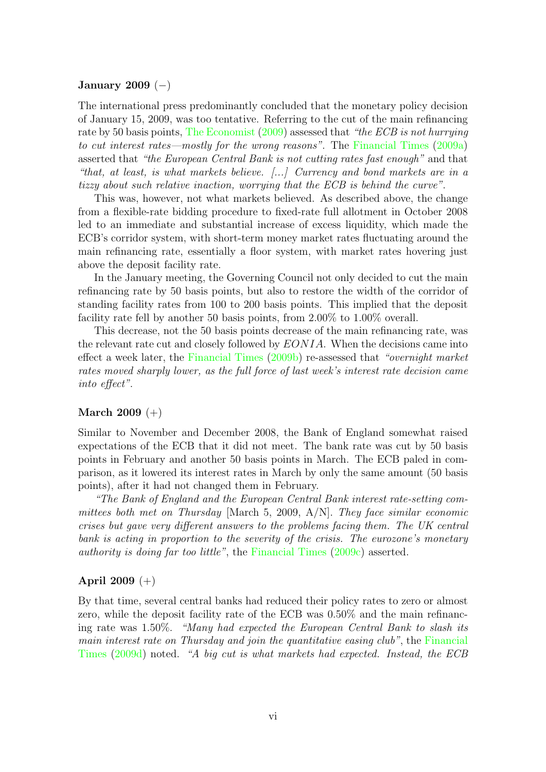**January 2009** (−)

The international press predominantly concluded that the monetary policy decision of January 15, 2009, was too tentative. Referring to the cut of the main refinancing rate by 50 basis points, The Economist (2009) assessed that *"the ECB is not hurrying to cut interest rates—mostly for the wrong reasons"*. The Financial Times (2009a) asserted that *"the European Central Bank is not cutting rates fast enough"* and that *"that, at least, is what markets believe. [...] Currency and bond markets are in a tizzy about such relative inaction, worrying that the ECB is behind the curve"*.

This was, however, not what markets believed. As described above, the change from a flexible-rate bidding procedure to fixed-rate full allotment in October 2008 led to an immediate and substantial increase of excess liquidity, which made the ECB's corridor system, with short-term money market rates fluctuating around the main refinancing rate, essentially a floor system, with market rates hovering just above the deposit facility rate.

In the January meeting, the Governing Council not only decided to cut the main refinancing rate by 50 basis points, but also to restore the width of the corridor of standing facility rates from 100 to 200 basis points. This implied that the deposit facility rate fell by another 50 basis points, from 2.00% to 1.00% overall.

This decrease, not the 50 basis points decrease of the main refinancing rate, was the relevant rate cut and closely followed by $EONIA$. When the decisions came into effect a week later, the Financial Times (2009b) re-assessed that *"overnight market rates moved sharply lower, as the full force of last week's interest rate decision came into effect"*.

**March 2009** (+)

Similar to November and December 2008, the Bank of England somewhat raised expectations of the ECB that it did not meet. The bank rate was cut by 50 basis points in February and another 50 basis points in March. The ECB paled in comparison, as it lowered its interest rates in March by only the same amount (50 basis points), after it had not changed them in February.

*"The Bank of England and the European Central Bank interest rate-setting committees both met on Thursday* [March 5, 2009, A/N]. *They face similar economic crises but gave very different answers to the problems facing them. The UK central bank is acting in proportion to the severity of the crisis. The eurozone's monetary authority is doing far too little"*, the Financial Times (2009c) asserted.

**April 2009** (+)

By that time, several central banks had reduced their policy rates to zero or almost zero, while the deposit facility rate of the ECB was 0.50% and the main refinancing rate was 1.50%. *"Many had expected the European Central Bank to slash its main interest rate on Thursday and join the quantitative easing club"*, the Financial Times (2009d) noted. *"A big cut is what markets had expected. Instead, the ECB*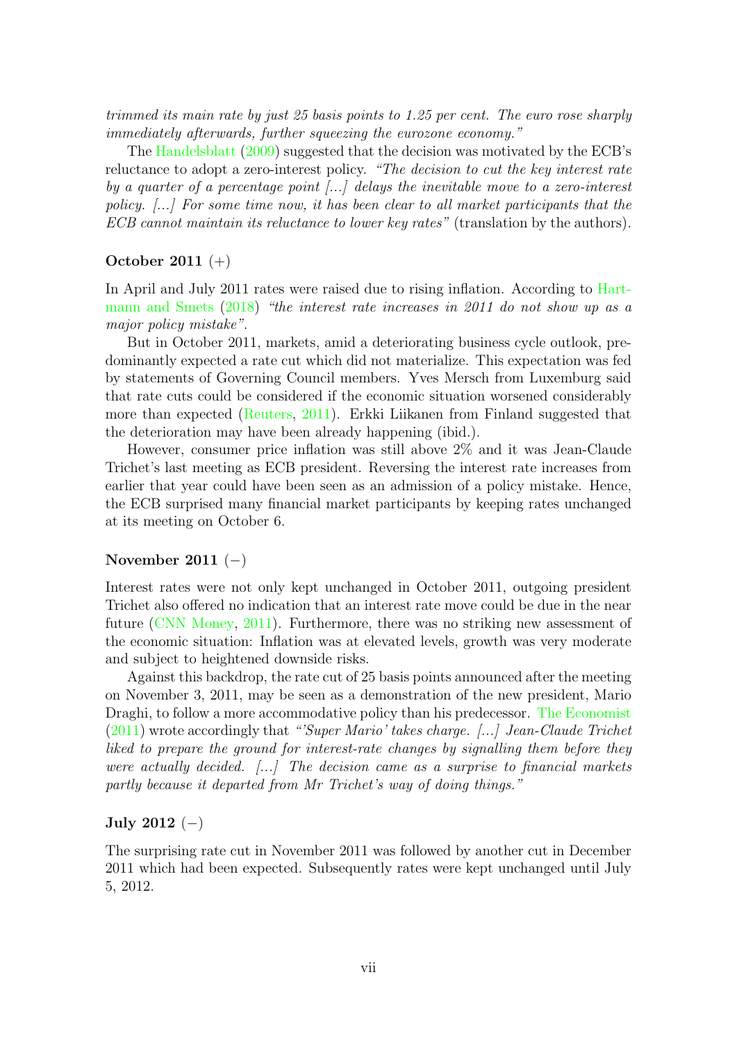*trimmed its main rate by just 25 basis points to 1.25 per cent. The euro rose sharply immediately afterwards, further squeezing the eurozone economy."*

The Handelsblatt (2009) suggested that the decision was motivated by the ECB's reluctance to adopt a zero-interest policy. *"The decision to cut the key interest rate by a quarter of a percentage point [...] delays the inevitable move to a zero-interest policy. [...] For some time now, it has been clear to all market participants that the ECB cannot maintain its reluctance to lower key rates"* (translation by the authors).

### October 2011 (+)

In April and July 2011 rates were raised due to rising inflation. According to Hartmann and Smets (2018) *"the interest rate increases in 2011 do not show up as a major policy mistake"*.

But in October 2011, markets, amid a deteriorating business cycle outlook, predominantly expected a rate cut which did not materialize. This expectation was fed by statements of Governing Council members. Yves Mersch from Luxemburg said that rate cuts could be considered if the economic situation worsened considerably more than expected (Reuters, 2011). Erkki Liikanen from Finland suggested that the deterioration may have been already happening (ibid.).

However, consumer price inflation was still above 2% and it was Jean-Claude Trichet's last meeting as ECB president. Reversing the interest rate increases from earlier that year could have been seen as an admission of a policy mistake. Hence, the ECB surprised many financial market participants by keeping rates unchanged at its meeting on October 6.

### November 2011 (−)

Interest rates were not only kept unchanged in October 2011, outgoing president Trichet also offered no indication that an interest rate move could be due in the near future (CNN Money, 2011). Furthermore, there was no striking new assessment of the economic situation: Inflation was at elevated levels, growth was very moderate and subject to heightened downside risks.

Against this backdrop, the rate cut of 25 basis points announced after the meeting on November 3, 2011, may be seen as a demonstration of the new president, Mario Draghi, to follow a more accommodative policy than his predecessor. The Economist (2011) wrote accordingly that *"'Super Mario' takes charge. [...] Jean-Claude Trichet liked to prepare the ground for interest-rate changes by signalling them before they were actually decided. [...] The decision came as a surprise to financial markets partly because it departed from Mr Trichet's way of doing things."*

### July 2012 (−)

The surprising rate cut in November 2011 was followed by another cut in December 2011 which had been expected. Subsequently rates were kept unchanged until July 5, 2012.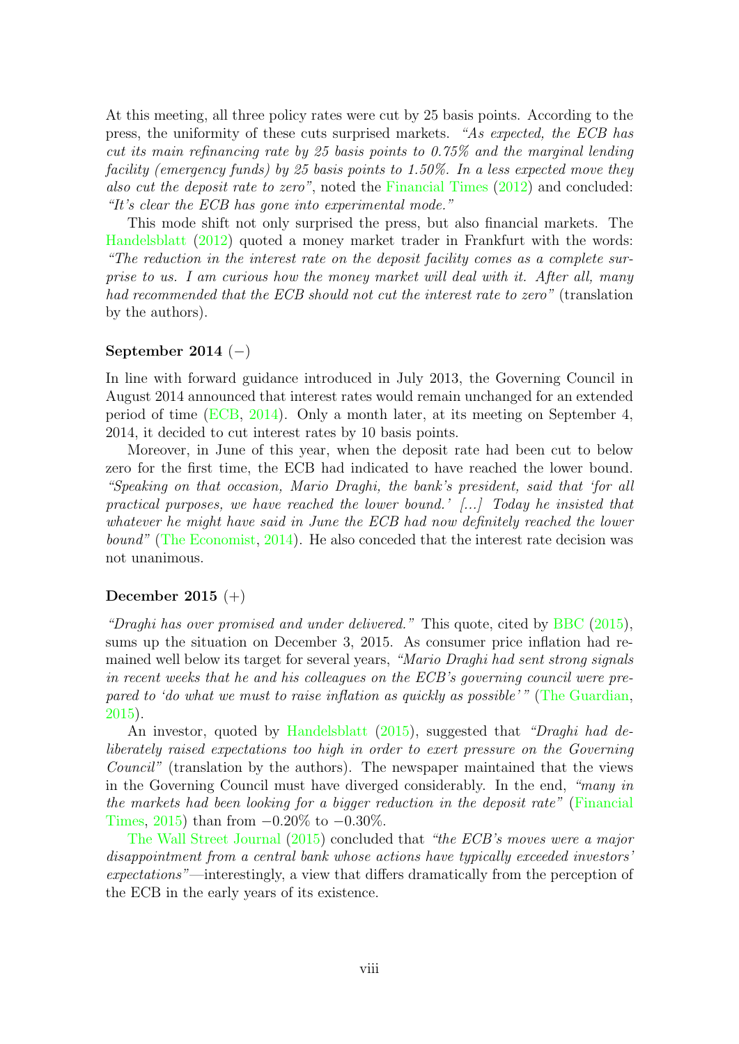At this meeting, all three policy rates were cut by 25 basis points. According to the press, the uniformity of these cuts surprised markets. *"As expected, the ECB has cut its main refinancing rate by 25 basis points to 0.75% and the marginal lending facility (emergency funds) by 25 basis points to 1.50%. In a less expected move they also cut the deposit rate to zero"*, noted the Financial Times (2012) and concluded: *"It's clear the ECB has gone into experimental mode."*

This mode shift not only surprised the press, but also financial markets. The Handelsblatt (2012) quoted a money market trader in Frankfurt with the words: *"The reduction in the interest rate on the deposit facility comes as a complete surprise to us. I am curious how the money market will deal with it. After all, many had recommended that the ECB should not cut the interest rate to zero"* (translation by the authors).

**September 2014** (−)

In line with forward guidance introduced in July 2013, the Governing Council in August 2014 announced that interest rates would remain unchanged for an extended period of time (ECB, 2014). Only a month later, at its meeting on September 4, 2014, it decided to cut interest rates by 10 basis points.

Moreover, in June of this year, when the deposit rate had been cut to below zero for the first time, the ECB had indicated to have reached the lower bound. *"Speaking on that occasion, Mario Draghi, the bank's president, said that 'for all practical purposes, we have reached the lower bound.' [...] Today he insisted that whatever he might have said in June the ECB had now definitely reached the lower bound"* (The Economist, 2014). He also conceded that the interest rate decision was not unanimous.

**December 2015** (+)

*"Draghi has over promised and under delivered."* This quote, cited by BBC (2015), sums up the situation on December 3, 2015. As consumer price inflation had remained well below its target for several years, *"Mario Draghi had sent strong signals in recent weeks that he and his colleagues on the ECB's governing council were prepared to 'do what we must to raise inflation as quickly as possible'"* (The Guardian, 2015).

An investor, quoted by Handelsblatt (2015), suggested that *"Draghi had deliberately raised expectations too high in order to exert pressure on the Governing Council"* (translation by the authors). The newspaper maintained that the views in the Governing Council must have diverged considerably. In the end, *"many in the markets had been looking for a bigger reduction in the deposit rate"* (Financial Times, 2015) than from −0.20% to −0.30%.

The Wall Street Journal (2015) concluded that *"the ECB's moves were a major disappointment from a central bank whose actions have typically exceeded investors' expectations"*—interestingly, a view that differs dramatically from the perception of the ECB in the early years of its existence.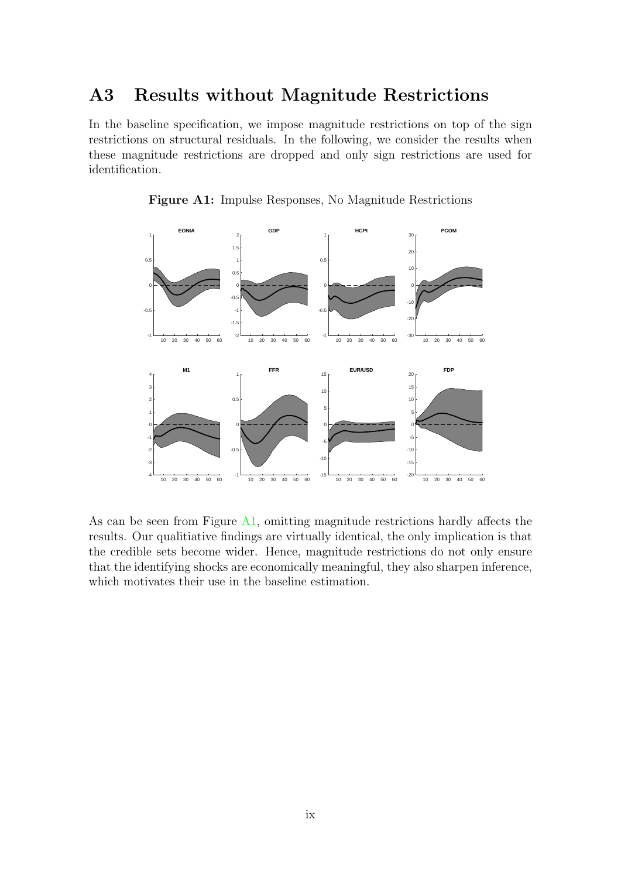# A3 Results without Magnitude Restrictions

In the baseline specification, we impose magnitude restrictions on top of the sign restrictions on structural residuals. In the following, we consider the results when these magnitude restrictions are dropped and only sign restrictions are used for identification.

**Figure A1:** Impulse Responses, No Magnitude Restrictions

As can be seen from Figure A1, omitting magnitude restrictions hardly affects the results. Our qualitiative findings are virtually identical, the only implication is that the credible sets become wider. Hence, magnitude restrictions do not only ensure that the identifying shocks are economically meaningful, they also sharpen inference, which motivates their use in the baseline estimation.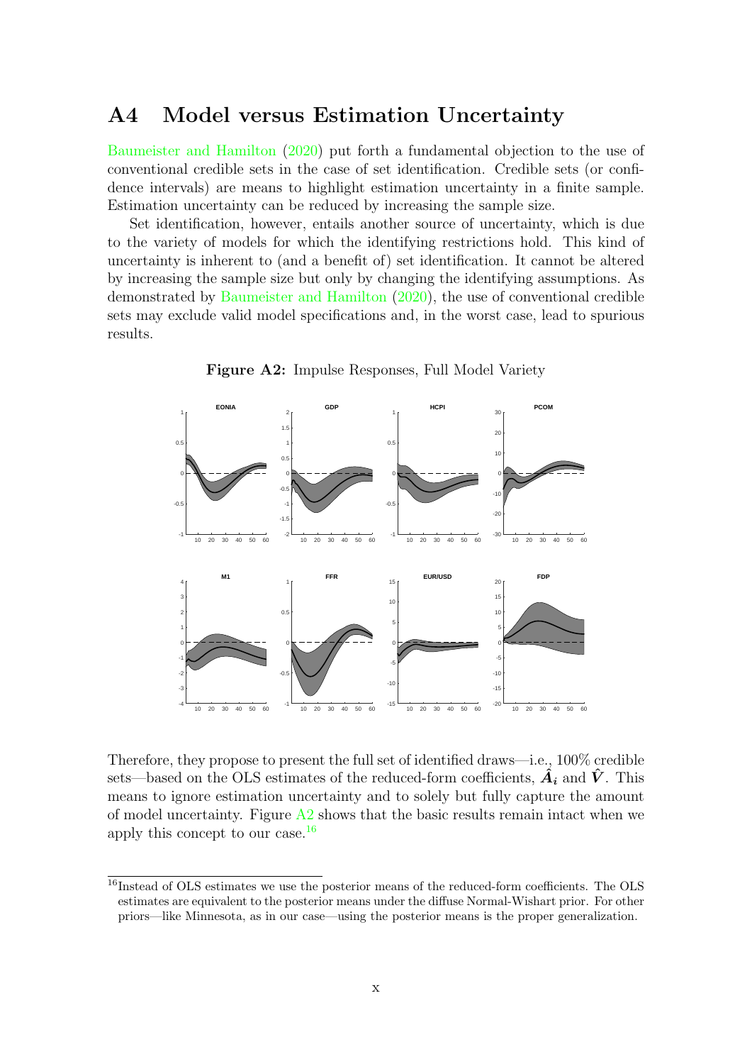## A4 Model versus Estimation Uncertainty

Baumeister and Hamilton (2020) put forth a fundamental objection to the use of conventional credible sets in the case of set identification. Credible sets (or confidence intervals) are means to highlight estimation uncertainty in a finite sample. Estimation uncertainty can be reduced by increasing the sample size.

Set identification, however, entails another source of uncertainty, which is due to the variety of models for which the identifying restrictions hold. This kind of uncertainty is inherent to (and a benefit of) set identification. It cannot be altered by increasing the sample size but only by changing the identifying assumptions. As demonstrated by Baumeister and Hamilton (2020), the use of conventional credible sets may exclude valid model specifications and, in the worst case, lead to spurious results.

**Figure A2:** Impulse Responses, Full Model Variety

Therefore, they propose to present the full set of identified draws—i.e., 100% credible sets—based on the OLS estimates of the reduced-form coefficients, $\hat{\boldsymbol{A}}_{\boldsymbol{i}}$ and $\hat{\boldsymbol{V}}$. This means to ignore estimation uncertainty and to solely but fully capture the amount of model uncertainty. Figure A2 shows that the basic results remain intact when we apply this concept to our case.[16]

[16] Instead of OLS estimates we use the posterior means of the reduced-form coefficients. The OLS estimates are equivalent to the posterior means under the diffuse Normal-Wishart prior. For other priors—like Minnesota, as in our case—using the posterior means is the proper generalization.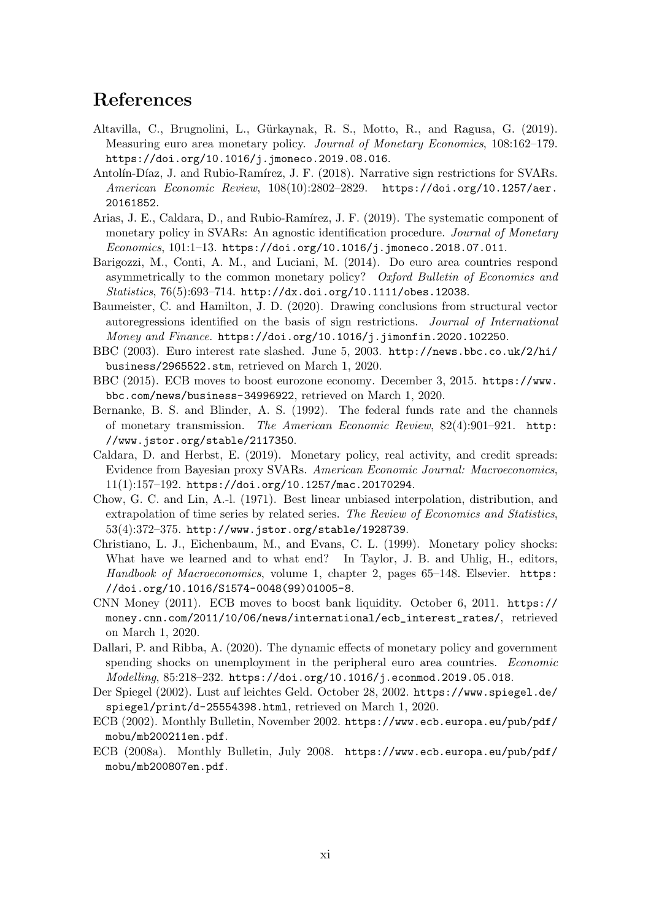# References

Altavilla, C., Brugnolini, L., Gürkaynak, R. S., Motto, R., and Ragusa, G. (2019). Measuring euro area monetary policy. *Journal of Monetary Economics*, 108:162–179. https://doi.org/10.1016/j.jmoneco.2019.08.016.

Antolín-Díaz, J. and Rubio-Ramírez, J. F. (2018). Narrative sign restrictions for SVARs. *American Economic Review*, 108(10):2802–2829. https://doi.org/10.1257/aer.20161852.

Arias, J. E., Caldara, D., and Rubio-Ramírez, J. F. (2019). The systematic component of monetary policy in SVARs: An agnostic identification procedure. *Journal of Monetary Economics*, 101:1–13. https://doi.org/10.1016/j.jmoneco.2018.07.011.

Barigozzi, M., Conti, A. M., and Luciani, M. (2014). Do euro area countries respond asymmetrically to the common monetary policy? *Oxford Bulletin of Economics and Statistics*, 76(5):693–714. http://dx.doi.org/10.1111/obes.12038.

Baumeister, C. and Hamilton, J. D. (2020). Drawing conclusions from structural vector autoregressions identified on the basis of sign restrictions. *Journal of International Money and Finance*. https://doi.org/10.1016/j.jimonfin.2020.102250.

BBC (2003). Euro interest rate slashed. June 5, 2003. http://news.bbc.co.uk/2/hi/business/2965522.stm, retrieved on March 1, 2020.

BBC (2015). ECB moves to boost eurozone economy. December 3, 2015. https://www.bbc.com/news/business-34996922, retrieved on March 1, 2020.

Bernanke, B. S. and Blinder, A. S. (1992). The federal funds rate and the channels of monetary transmission. *The American Economic Review*, 82(4):901–921. http://www.jstor.org/stable/2117350.

Caldara, D. and Herbst, E. (2019). Monetary policy, real activity, and credit spreads: Evidence from Bayesian proxy SVARs. *American Economic Journal: Macroeconomics*, 11(1):157–192. https://doi.org/10.1257/mac.20170294.

Chow, G. C. and Lin, A.-l. (1971). Best linear unbiased interpolation, distribution, and extrapolation of time series by related series. *The Review of Economics and Statistics*, 53(4):372–375. http://www.jstor.org/stable/1928739.

Christiano, L. J., Eichenbaum, M., and Evans, C. L. (1999). Monetary policy shocks: What have we learned and to what end? In Taylor, J. B. and Uhlig, H., editors, *Handbook of Macroeconomics*, volume 1, chapter 2, pages 65–148. Elsevier. https://doi.org/10.1016/S1574-0048(99)01005-8.

CNN Money (2011). ECB moves to boost bank liquidity. October 6, 2011. https://money.cnn.com/2011/10/06/news/international/ecb_interest_rates/, retrieved on March 1, 2020.

Dallari, P. and Ribba, A. (2020). The dynamic effects of monetary policy and government spending shocks on unemployment in the peripheral euro area countries. *Economic Modelling*, 85:218–232. https://doi.org/10.1016/j.econmod.2019.05.018.

Der Spiegel (2002). Lust auf leichtes Geld. October 28, 2002. https://www.spiegel.de/spiegel/print/d-25554398.html, retrieved on March 1, 2020.

ECB (2002). Monthly Bulletin, November 2002. https://www.ecb.europa.eu/pub/pdf/mobu/mb200211en.pdf.

ECB (2008a). Monthly Bulletin, July 2008. https://www.ecb.europa.eu/pub/pdf/mobu/mb200807en.pdf.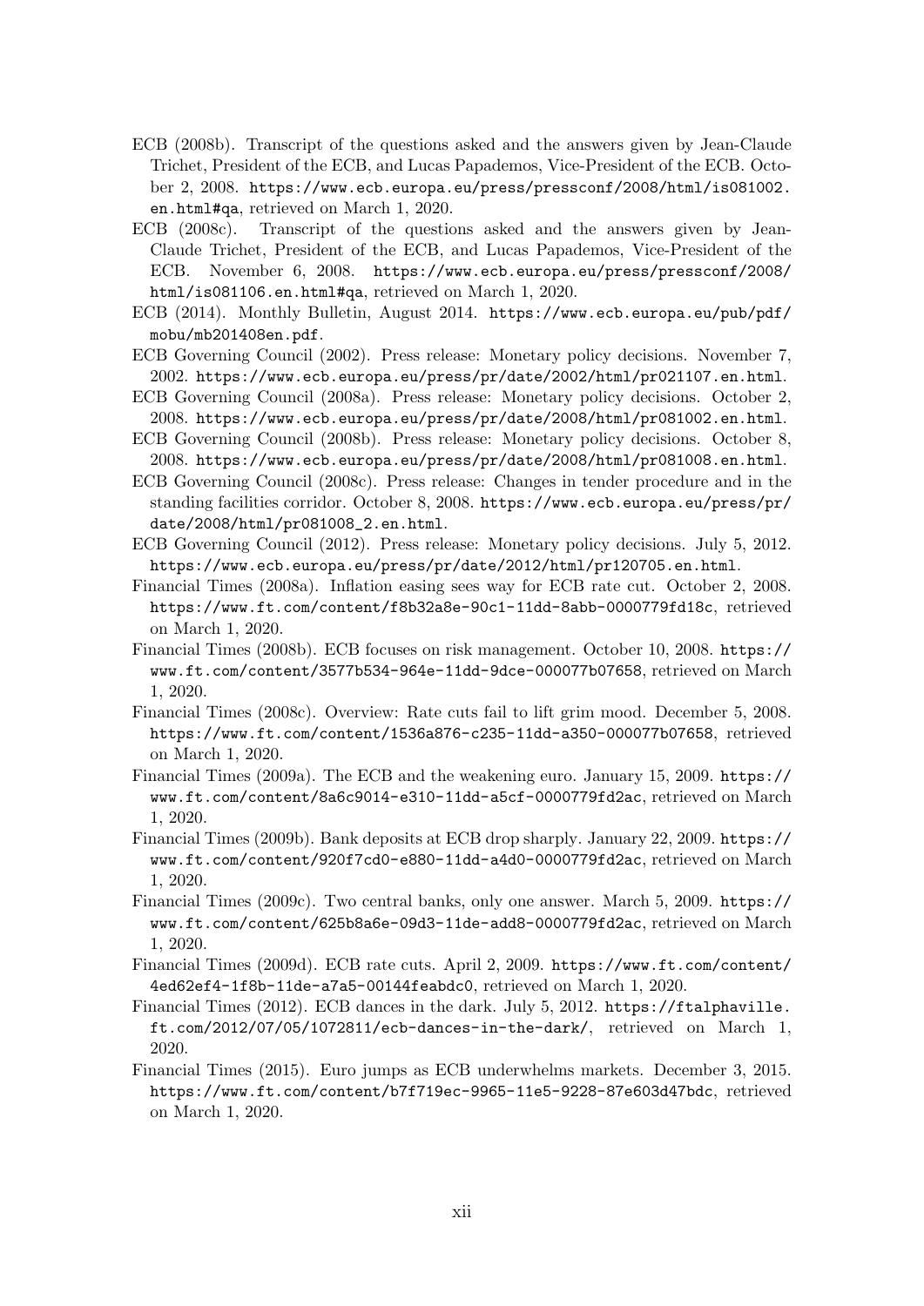ECB (2008b). Transcript of the questions asked and the answers given by Jean-Claude Trichet, President of the ECB, and Lucas Papademos, Vice-President of the ECB. October 2, 2008. https://www.ecb.europa.eu/press/pressconf/2008/html/is081002.en.html#qa, retrieved on March 1, 2020.

ECB (2008c). Transcript of the questions asked and the answers given by Jean-Claude Trichet, President of the ECB, and Lucas Papademos, Vice-President of the ECB. November 6, 2008. https://www.ecb.europa.eu/press/pressconf/2008/html/is081106.en.html#qa, retrieved on March 1, 2020.

ECB (2014). Monthly Bulletin, August 2014. https://www.ecb.europa.eu/pub/pdf/mobu/mb201408en.pdf.

ECB Governing Council (2002). Press release: Monetary policy decisions. November 7, 2002. https://www.ecb.europa.eu/press/pr/date/2002/html/pr021107.en.html.

ECB Governing Council (2008a). Press release: Monetary policy decisions. October 2, 2008. https://www.ecb.europa.eu/press/pr/date/2008/html/pr081002.en.html.

ECB Governing Council (2008b). Press release: Monetary policy decisions. October 8, 2008. https://www.ecb.europa.eu/press/pr/date/2008/html/pr081008.en.html.

ECB Governing Council (2008c). Press release: Changes in tender procedure and in the standing facilities corridor. October 8, 2008. https://www.ecb.europa.eu/press/pr/date/2008/html/pr081008_2.en.html.

ECB Governing Council (2012). Press release: Monetary policy decisions. July 5, 2012. https://www.ecb.europa.eu/press/pr/date/2012/html/pr120705.en.html.

Financial Times (2008a). Inflation easing sees way for ECB rate cut. October 2, 2008. https://www.ft.com/content/f8b32a8e-90c1-11dd-8abb-0000779fd18c, retrieved on March 1, 2020.

Financial Times (2008b). ECB focuses on risk management. October 10, 2008. https://www.ft.com/content/3577b534-964e-11dd-9dce-000077b07658, retrieved on March 1, 2020.

Financial Times (2008c). Overview: Rate cuts fail to lift grim mood. December 5, 2008. https://www.ft.com/content/1536a876-c235-11dd-a350-000077b07658, retrieved on March 1, 2020.

Financial Times (2009a). The ECB and the weakening euro. January 15, 2009. https://www.ft.com/content/8a6c9014-e310-11dd-a5cf-0000779fd2ac, retrieved on March 1, 2020.

Financial Times (2009b). Bank deposits at ECB drop sharply. January 22, 2009. https://www.ft.com/content/920f7cd0-e880-11dd-a4d0-0000779fd2ac, retrieved on March 1, 2020.

Financial Times (2009c). Two central banks, only one answer. March 5, 2009. https://www.ft.com/content/625b8a6e-09d3-11de-add8-0000779fd2ac, retrieved on March 1, 2020.

Financial Times (2009d). ECB rate cuts. April 2, 2009. https://www.ft.com/content/4ed62ef4-1f8b-11de-a7a5-00144feabdc0, retrieved on March 1, 2020.

Financial Times (2012). ECB dances in the dark. July 5, 2012. https://ftalphaville.ft.com/2012/07/05/1072811/ecb-dances-in-the-dark/, retrieved on March 1, 2020.

Financial Times (2015). Euro jumps as ECB underwhelms markets. December 3, 2015. https://www.ft.com/content/b7f719ec-9965-11e5-9228-87e603d47bdc, retrieved on March 1, 2020.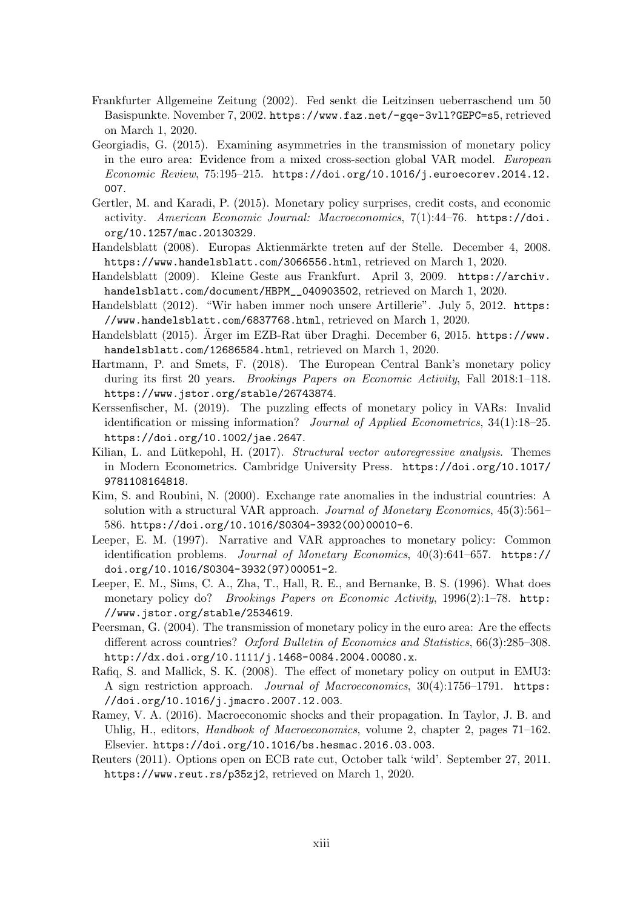Frankfurter Allgemeine Zeitung (2002). Fed senkt die Leitzinsen ueberraschend um 50 Basispunkte. November 7, 2002. https://www.faz.net/-gqe-3vll?GEPC=s5, retrieved on March 1, 2020.

Georgiadis, G. (2015). Examining asymmetries in the transmission of monetary policy in the euro area: Evidence from a mixed cross-section global VAR model. *European Economic Review*, 75:195–215. https://doi.org/10.1016/j.euroecorev.2014.12.007.

Gertler, M. and Karadi, P. (2015). Monetary policy surprises, credit costs, and economic activity. *American Economic Journal: Macroeconomics*, 7(1):44–76. https://doi.org/10.1257/mac.20130329.

Handelsblatt (2008). Europas Aktienmärkte treten auf der Stelle. December 4, 2008. https://www.handelsblatt.com/3066556.html, retrieved on March 1, 2020.

Handelsblatt (2009). Kleine Geste aus Frankfurt. April 3, 2009. https://archiv.handelsblatt.com/document/HBPM__040903502, retrieved on March 1, 2020.

Handelsblatt (2012). "Wir haben immer noch unsere Artillerie". July 5, 2012. https://www.handelsblatt.com/6837768.html, retrieved on March 1, 2020.

Handelsblatt (2015). Ärger im EZB-Rat über Draghi. December 6, 2015. https://www.handelsblatt.com/12686584.html, retrieved on March 1, 2020.

Hartmann, P. and Smets, F. (2018). The European Central Bank's monetary policy during its first 20 years. *Brookings Papers on Economic Activity*, Fall 2018:1–118. https://www.jstor.org/stable/26743874.

Kerssenfischer, M. (2019). The puzzling effects of monetary policy in VARs: Invalid identification or missing information? *Journal of Applied Econometrics*, 34(1):18–25. https://doi.org/10.1002/jae.2647.

Kilian, L. and Lütkepohl, H. (2017). *Structural vector autoregressive analysis*. Themes in Modern Econometrics. Cambridge University Press. https://doi.org/10.1017/9781108164818.

Kim, S. and Roubini, N. (2000). Exchange rate anomalies in the industrial countries: A solution with a structural VAR approach. *Journal of Monetary Economics*, 45(3):561–586. https://doi.org/10.1016/S0304-3932(00)00010-6.

Leeper, E. M. (1997). Narrative and VAR approaches to monetary policy: Common identification problems. *Journal of Monetary Economics*, 40(3):641–657. https://doi.org/10.1016/S0304-3932(97)00051-2.

Leeper, E. M., Sims, C. A., Zha, T., Hall, R. E., and Bernanke, B. S. (1996). What does monetary policy do? *Brookings Papers on Economic Activity*, 1996(2):1–78. http://www.jstor.org/stable/2534619.

Peersman, G. (2004). The transmission of monetary policy in the euro area: Are the effects different across countries? *Oxford Bulletin of Economics and Statistics*, 66(3):285–308. http://dx.doi.org/10.1111/j.1468-0084.2004.00080.x.

Rafiq, S. and Mallick, S. K. (2008). The effect of monetary policy on output in EMU3: A sign restriction approach. *Journal of Macroeconomics*, 30(4):1756–1791. https://doi.org/10.1016/j.jmacro.2007.12.003.

Ramey, V. A. (2016). Macroeconomic shocks and their propagation. In Taylor, J. B. and Uhlig, H., editors, *Handbook of Macroeconomics*, volume 2, chapter 2, pages 71–162. Elsevier. https://doi.org/10.1016/bs.hesmac.2016.03.003.

Reuters (2011). Options open on ECB rate cut, October talk 'wild'. September 27, 2011. https://www.reut.rs/p35zj2, retrieved on March 1, 2020.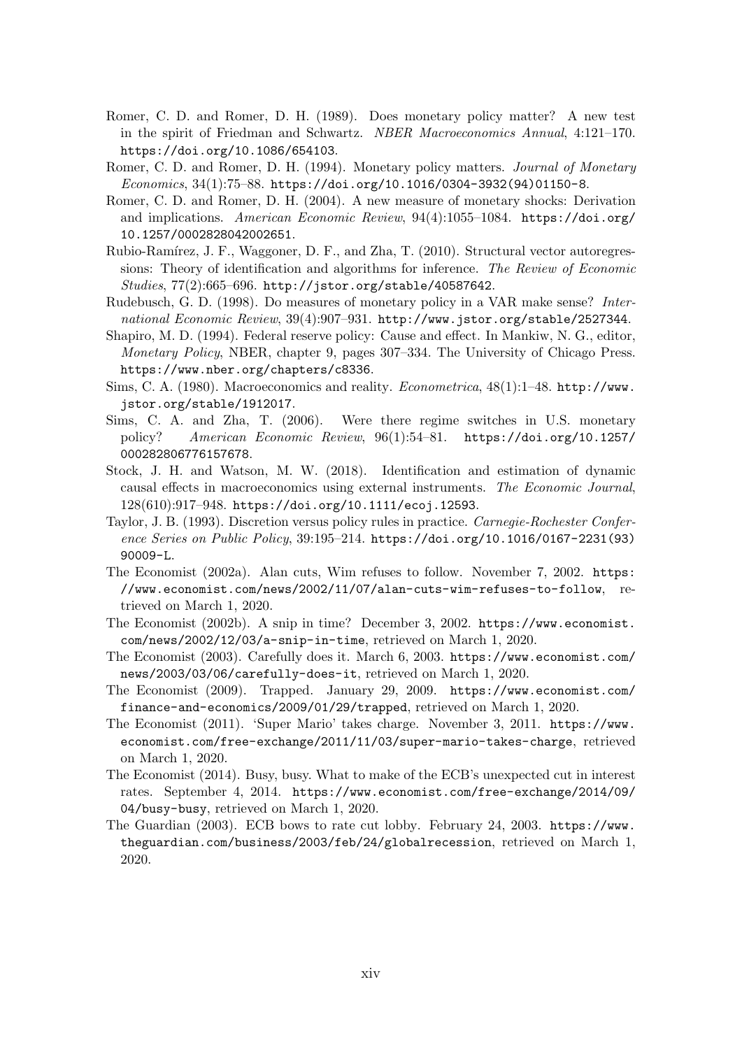Romer, C. D. and Romer, D. H. (1989). Does monetary policy matter? A new test in the spirit of Friedman and Schwartz. *NBER Macroeconomics Annual*, 4:121–170. https://doi.org/10.1086/654103.

Romer, C. D. and Romer, D. H. (1994). Monetary policy matters. *Journal of Monetary Economics*, 34(1):75–88. https://doi.org/10.1016/0304-3932(94)01150-8.

Romer, C. D. and Romer, D. H. (2004). A new measure of monetary shocks: Derivation and implications. *American Economic Review*, 94(4):1055–1084. https://doi.org/10.1257/0002828042002651.

Rubio-Ramírez, J. F., Waggoner, D. F., and Zha, T. (2010). Structural vector autoregressions: Theory of identification and algorithms for inference. *The Review of Economic Studies*, 77(2):665–696. http://jstor.org/stable/40587642.

Rudebusch, G. D. (1998). Do measures of monetary policy in a VAR make sense? *International Economic Review*, 39(4):907–931. http://www.jstor.org/stable/2527344.

Shapiro, M. D. (1994). Federal reserve policy: Cause and effect. In Mankiw, N. G., editor, *Monetary Policy*, NBER, chapter 9, pages 307–334. The University of Chicago Press. https://www.nber.org/chapters/c8336.

Sims, C. A. (1980). Macroeconomics and reality. *Econometrica*, 48(1):1–48. http://www.jstor.org/stable/1912017.

Sims, C. A. and Zha, T. (2006). Were there regime switches in U.S. monetary policy? *American Economic Review*, 96(1):54–81. https://doi.org/10.1257/000282806776157678.

Stock, J. H. and Watson, M. W. (2018). Identification and estimation of dynamic causal effects in macroeconomics using external instruments. *The Economic Journal*, 128(610):917–948. https://doi.org/10.1111/ecoj.12593.

Taylor, J. B. (1993). Discretion versus policy rules in practice. *Carnegie-Rochester Conference Series on Public Policy*, 39:195–214. https://doi.org/10.1016/0167-2231(93)90009-L.

The Economist (2002a). Alan cuts, Wim refuses to follow. November 7, 2002. https://www.economist.com/news/2002/11/07/alan-cuts-wim-refuses-to-follow, retrieved on March 1, 2020.

The Economist (2002b). A snip in time? December 3, 2002. https://www.economist.com/news/2002/12/03/a-snip-in-time, retrieved on March 1, 2020.

The Economist (2003). Carefully does it. March 6, 2003. https://www.economist.com/news/2003/03/06/carefully-does-it, retrieved on March 1, 2020.

The Economist (2009). Trapped. January 29, 2009. https://www.economist.com/finance-and-economics/2009/01/29/trapped, retrieved on March 1, 2020.

The Economist (2011). 'Super Mario' takes charge. November 3, 2011. https://www.economist.com/free-exchange/2011/11/03/super-mario-takes-charge, retrieved on March 1, 2020.

The Economist (2014). Busy, busy. What to make of the ECB's unexpected cut in interest rates. September 4, 2014. https://www.economist.com/free-exchange/2014/09/04/busy-busy, retrieved on March 1, 2020.

The Guardian (2003). ECB bows to rate cut lobby. February 24, 2003. https://www.theguardian.com/business/2003/feb/24/globalrecession, retrieved on March 1, 2020.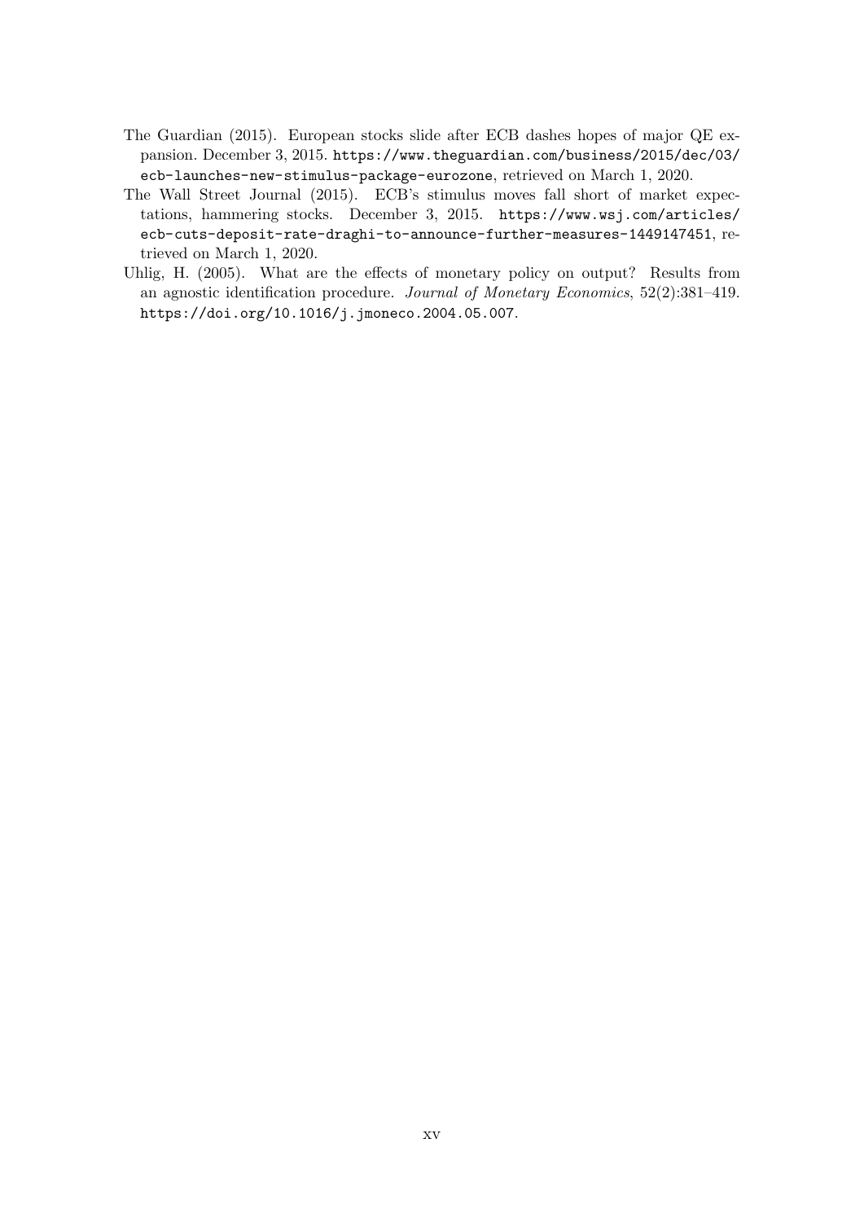The Guardian (2015). European stocks slide after ECB dashes hopes of major QE expansion. December 3, 2015. https://www.theguardian.com/business/2015/dec/03/ecb-launches-new-stimulus-package-eurozone, retrieved on March 1, 2020.

The Wall Street Journal (2015). ECB's stimulus moves fall short of market expectations, hammering stocks. December 3, 2015. https://www.wsj.com/articles/ecb-cuts-deposit-rate-draghi-to-announce-further-measures-1449147451, retrieved on March 1, 2020.

Uhlig, H. (2005). What are the effects of monetary policy on output? Results from an agnostic identification procedure. *Journal of Monetary Economics*, 52(2):381–419. https://doi.org/10.1016/j.jmoneco.2004.05.007.